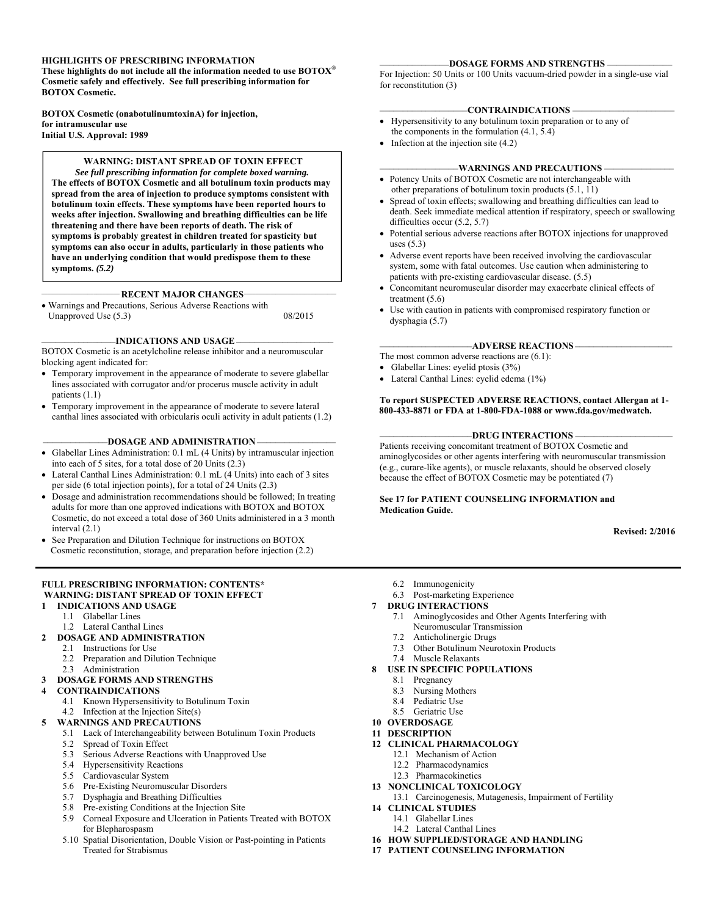**HIGHLIGHTS OF PRESCRIBING INFORMATION**
**These highlights do not include all the information needed to use BOTOX® Cosmetic safely and effectively. See full prescribing information for BOTOX Cosmetic.**

**BOTOX Cosmetic (onabotulinumtoxinA) for injection, for intramuscular use**
**Initial U.S. Approval: 1989**

> **WARNING: DISTANT SPREAD OF TOXIN EFFECT**
> ***See full prescribing information for complete boxed warning.***
> **The effects of BOTOX Cosmetic and all botulinum toxin products may spread from the area of injection to produce symptoms consistent with botulinum toxin effects. These symptoms have been reported hours to weeks after injection. Swallowing and breathing difficulties can be life threatening and there have been reports of death. The risk of symptoms is probably greatest in children treated for spasticity but symptoms can also occur in adults, particularly in those patients who have an underlying condition that would predispose them to these symptoms. *(5.2)***

**RECENT MAJOR CHANGES**

- Warnings and Precautions, Serious Adverse Reactions with Unapproved Use (5.3) 08/2015

**INDICATIONS AND USAGE**

BOTOX Cosmetic is an acetylcholine release inhibitor and a neuromuscular blocking agent indicated for:

- Temporary improvement in the appearance of moderate to severe glabellar lines associated with corrugator and/or procerus muscle activity in adult patients (1.1)
- Temporary improvement in the appearance of moderate to severe lateral canthal lines associated with orbicularis oculi activity in adult patients (1.2)

**DOSAGE AND ADMINISTRATION**

- Glabellar Lines Administration: 0.1 mL (4 Units) by intramuscular injection into each of 5 sites, for a total dose of 20 Units (2.3)
- Lateral Canthal Lines Administration: 0.1 mL (4 Units) into each of 3 sites per side (6 total injection points), for a total of 24 Units (2.3)
- Dosage and administration recommendations should be followed; In treating adults for more than one approved indications with BOTOX and BOTOX Cosmetic, do not exceed a total dose of 360 Units administered in a 3 month interval (2.1)
- See Preparation and Dilution Technique for instructions on BOTOX Cosmetic reconstitution, storage, and preparation before injection (2.2)

**DOSAGE FORMS AND STRENGTHS**

For Injection: 50 Units or 100 Units vacuum-dried powder in a single-use vial for reconstitution (3)

**CONTRAINDICATIONS**

- Hypersensitivity to any botulinum toxin preparation or to any of the components in the formulation (4.1, 5.4)
- Infection at the injection site (4.2)

**WARNINGS AND PRECAUTIONS**

- Potency Units of BOTOX Cosmetic are not interchangeable with other preparations of botulinum toxin products (5.1, 11)
- Spread of toxin effects; swallowing and breathing difficulties can lead to death. Seek immediate medical attention if respiratory, speech or swallowing difficulties occur (5.2, 5.7)
- Potential serious adverse reactions after BOTOX injections for unapproved uses (5.3)
- Adverse event reports have been received involving the cardiovascular system, some with fatal outcomes. Use caution when administering to patients with pre-existing cardiovascular disease. (5.5)
- Concomitant neuromuscular disorder may exacerbate clinical effects of treatment (5.6)
- Use with caution in patients with compromised respiratory function or dysphagia (5.7)

**ADVERSE REACTIONS**

The most common adverse reactions are (6.1):

- Glabellar Lines: eyelid ptosis (3%)
- Lateral Canthal Lines: eyelid edema (1%)

**To report SUSPECTED ADVERSE REACTIONS, contact Allergan at 1-800-433-8871 or FDA at 1-800-FDA-1088 or www.fda.gov/medwatch.**

**DRUG INTERACTIONS**

Patients receiving concomitant treatment of BOTOX Cosmetic and aminoglycosides or other agents interfering with neuromuscular transmission (e.g., curare-like agents), or muscle relaxants, should be observed closely because the effect of BOTOX Cosmetic may be potentiated (7)

**See 17 for PATIENT COUNSELING INFORMATION and Medication Guide.**

**Revised: 2/2016**

---

**FULL PRESCRIBING INFORMATION: CONTENTS***
**WARNING: DISTANT SPREAD OF TOXIN EFFECT**

**1 INDICATIONS AND USAGE**
- 1.1 Glabellar Lines
- 1.2 Lateral Canthal Lines

**2 DOSAGE AND ADMINISTRATION**
- 2.1 Instructions for Use
- 2.2 Preparation and Dilution Technique
- 2.3 Administration

**3 DOSAGE FORMS AND STRENGTHS**

**4 CONTRAINDICATIONS**
- 4.1 Known Hypersensitivity to Botulinum Toxin
- 4.2 Infection at the Injection Site(s)

**5 WARNINGS AND PRECAUTIONS**
- 5.1 Lack of Interchangeability between Botulinum Toxin Products
- 5.2 Spread of Toxin Effect
- 5.3 Serious Adverse Reactions with Unapproved Use
- 5.4 Hypersensitivity Reactions
- 5.5 Cardiovascular System
- 5.6 Pre-Existing Neuromuscular Disorders
- 5.7 Dysphagia and Breathing Difficulties
- 5.8 Pre-existing Conditions at the Injection Site
- 5.9 Corneal Exposure and Ulceration in Patients Treated with BOTOX for Blepharospasm
- 5.10 Spatial Disorientation, Double Vision or Past-pointing in Patients Treated for Strabismus

- 6.2 Immunogenicity
- 6.3 Post-marketing Experience

**7 DRUG INTERACTIONS**
- 7.1 Aminoglycosides and Other Agents Interfering with Neuromuscular Transmission
- 7.2 Anticholinergic Drugs
- 7.3 Other Botulinum Neurotoxin Products
- 7.4 Muscle Relaxants

**8 USE IN SPECIFIC POPULATIONS**
- 8.1 Pregnancy
- 8.3 Nursing Mothers
- 8.4 Pediatric Use
- 8.5 Geriatric Use

**10 OVERDOSAGE**

**11 DESCRIPTION**

**12 CLINICAL PHARMACOLOGY**
- 12.1 Mechanism of Action
- 12.2 Pharmacodynamics
- 12.3 Pharmacokinetics

**13 NONCLINICAL TOXICOLOGY**
- 13.1 Carcinogenesis, Mutagenesis, Impairment of Fertility

**14 CLINICAL STUDIES**
- 14.1 Glabellar Lines
- 14.2 Lateral Canthal Lines

**16 HOW SUPPLIED/STORAGE AND HANDLING**

**17 PATIENT COUNSELING INFORMATION**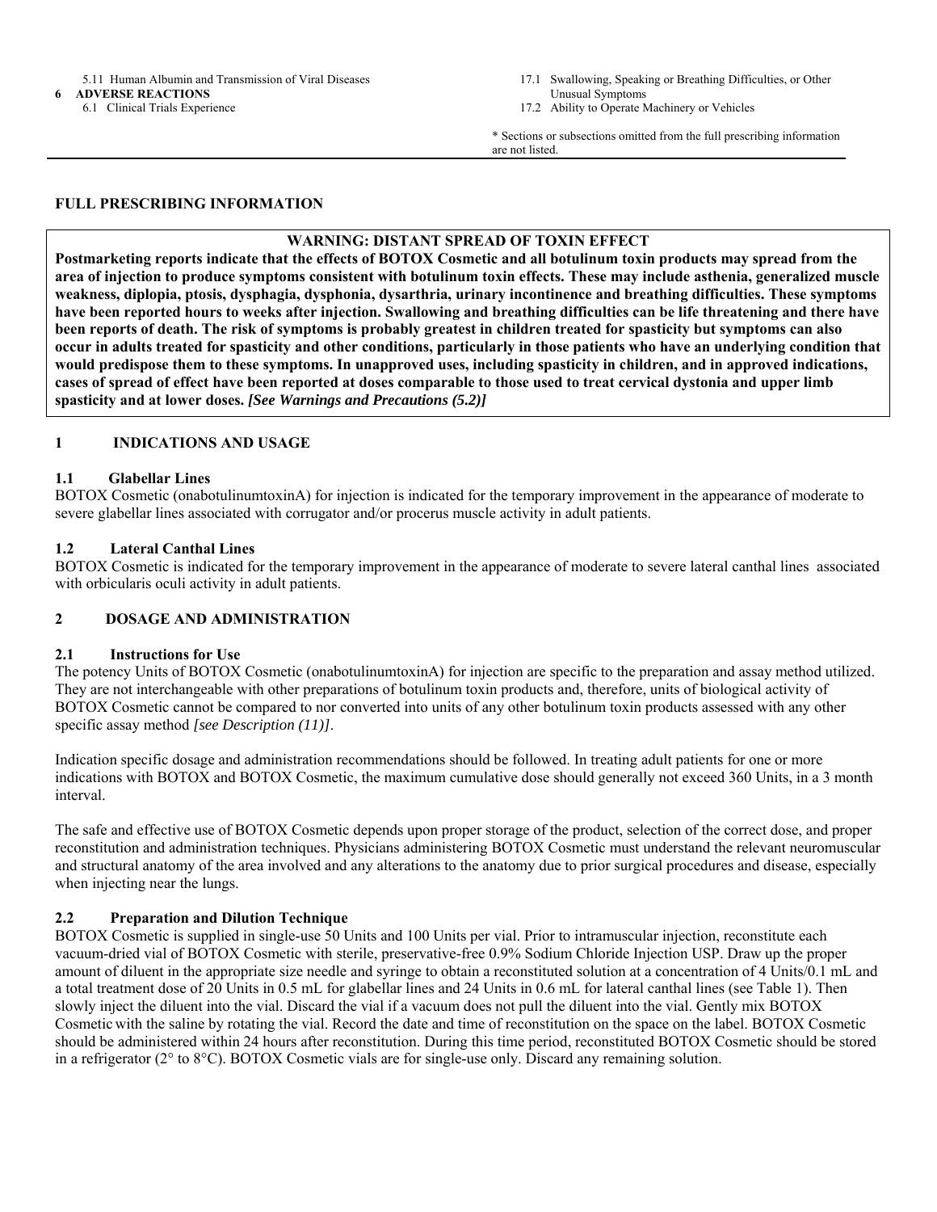5.11 Human Albumin and Transmission of Viral Diseases

**6 ADVERSE REACTIONS**

6.1 Clinical Trials Experience

17.1 Swallowing, Speaking or Breathing Difficulties, or Other Unusual Symptoms

17.2 Ability to Operate Machinery or Vehicles

* Sections or subsections omitted from the full prescribing information are not listed.

---

**FULL PRESCRIBING INFORMATION**

**WARNING: DISTANT SPREAD OF TOXIN EFFECT**

**Postmarketing reports indicate that the effects of BOTOX Cosmetic and all botulinum toxin products may spread from the area of injection to produce symptoms consistent with botulinum toxin effects. These may include asthenia, generalized muscle weakness, diplopia, ptosis, dysphagia, dysphonia, dysarthria, urinary incontinence and breathing difficulties. These symptoms have been reported hours to weeks after injection. Swallowing and breathing difficulties can be life threatening and there have been reports of death. The risk of symptoms is probably greatest in children treated for spasticity but symptoms can also occur in adults treated for spasticity and other conditions, particularly in those patients who have an underlying condition that would predispose them to these symptoms. In unapproved uses, including spasticity in children, and in approved indications, cases of spread of effect have been reported at doses comparable to those used to treat cervical dystonia and upper limb spasticity and at lower doses.** ***[See Warnings and Precautions (5.2)]***

## 1 INDICATIONS AND USAGE

### 1.1 Glabellar Lines

BOTOX Cosmetic (onabotulinumtoxinA) for injection is indicated for the temporary improvement in the appearance of moderate to severe glabellar lines associated with corrugator and/or procerus muscle activity in adult patients.

### 1.2 Lateral Canthal Lines

BOTOX Cosmetic is indicated for the temporary improvement in the appearance of moderate to severe lateral canthal lines associated with orbicularis oculi activity in adult patients.

## 2 DOSAGE AND ADMINISTRATION

### 2.1 Instructions for Use

The potency Units of BOTOX Cosmetic (onabotulinumtoxinA) for injection are specific to the preparation and assay method utilized. They are not interchangeable with other preparations of botulinum toxin products and, therefore, units of biological activity of BOTOX Cosmetic cannot be compared to nor converted into units of any other botulinum toxin products assessed with any other specific assay method *[see Description (11)]*.

Indication specific dosage and administration recommendations should be followed. In treating adult patients for one or more indications with BOTOX and BOTOX Cosmetic, the maximum cumulative dose should generally not exceed 360 Units, in a 3 month interval.

The safe and effective use of BOTOX Cosmetic depends upon proper storage of the product, selection of the correct dose, and proper reconstitution and administration techniques. Physicians administering BOTOX Cosmetic must understand the relevant neuromuscular and structural anatomy of the area involved and any alterations to the anatomy due to prior surgical procedures and disease, especially when injecting near the lungs.

### 2.2 Preparation and Dilution Technique

BOTOX Cosmetic is supplied in single-use 50 Units and 100 Units per vial. Prior to intramuscular injection, reconstitute each vacuum-dried vial of BOTOX Cosmetic with sterile, preservative-free 0.9% Sodium Chloride Injection USP. Draw up the proper amount of diluent in the appropriate size needle and syringe to obtain a reconstituted solution at a concentration of 4 Units/0.1 mL and a total treatment dose of 20 Units in 0.5 mL for glabellar lines and 24 Units in 0.6 mL for lateral canthal lines (see Table 1). Then slowly inject the diluent into the vial. Discard the vial if a vacuum does not pull the diluent into the vial. Gently mix BOTOX Cosmetic with the saline by rotating the vial. Record the date and time of reconstitution on the space on the label. BOTOX Cosmetic should be administered within 24 hours after reconstitution. During this time period, reconstituted BOTOX Cosmetic should be stored in a refrigerator (2° to 8°C). BOTOX Cosmetic vials are for single-use only. Discard any remaining solution.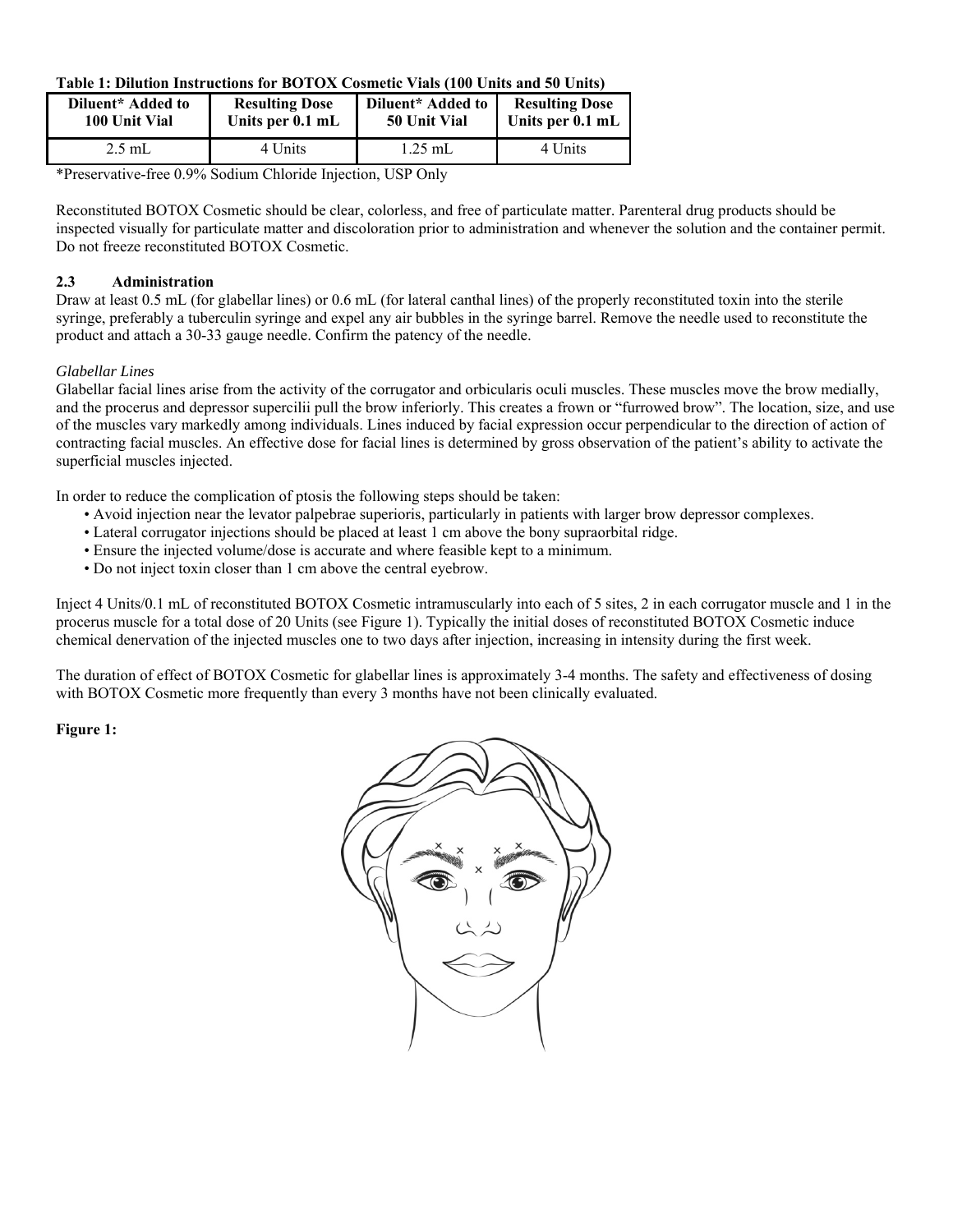**Table 1: Dilution Instructions for BOTOX Cosmetic Vials (100 Units and 50 Units)**

| Diluent* Added to 100 Unit Vial | Resulting Dose Units per 0.1 mL | Diluent* Added to 50 Unit Vial | Resulting Dose Units per 0.1 mL |
|---|---|---|---|
| 2.5 mL | 4 Units | 1.25 mL | 4 Units |

*Preservative-free 0.9% Sodium Chloride Injection, USP Only

Reconstituted BOTOX Cosmetic should be clear, colorless, and free of particulate matter. Parenteral drug products should be inspected visually for particulate matter and discoloration prior to administration and whenever the solution and the container permit. Do not freeze reconstituted BOTOX Cosmetic.

### 2.3 Administration

Draw at least 0.5 mL (for glabellar lines) or 0.6 mL (for lateral canthal lines) of the properly reconstituted toxin into the sterile syringe, preferably a tuberculin syringe and expel any air bubbles in the syringe barrel. Remove the needle used to reconstitute the product and attach a 30-33 gauge needle. Confirm the patency of the needle.

*Glabellar Lines*

Glabellar facial lines arise from the activity of the corrugator and orbicularis oculi muscles. These muscles move the brow medially, and the procerus and depressor supercilii pull the brow inferiorly. This creates a frown or "furrowed brow". The location, size, and use of the muscles vary markedly among individuals. Lines induced by facial expression occur perpendicular to the direction of action of contracting facial muscles. An effective dose for facial lines is determined by gross observation of the patient's ability to activate the superficial muscles injected.

In order to reduce the complication of ptosis the following steps should be taken:

- Avoid injection near the levator palpebrae superioris, particularly in patients with larger brow depressor complexes.
- Lateral corrugator injections should be placed at least 1 cm above the bony supraorbital ridge.
- Ensure the injected volume/dose is accurate and where feasible kept to a minimum.
- Do not inject toxin closer than 1 cm above the central eyebrow.

Inject 4 Units/0.1 mL of reconstituted BOTOX Cosmetic intramuscularly into each of 5 sites, 2 in each corrugator muscle and 1 in the procerus muscle for a total dose of 20 Units (see Figure 1). Typically the initial doses of reconstituted BOTOX Cosmetic induce chemical denervation of the injected muscles one to two days after injection, increasing in intensity during the first week.

The duration of effect of BOTOX Cosmetic for glabellar lines is approximately 3-4 months. The safety and effectiveness of dosing with BOTOX Cosmetic more frequently than every 3 months have not been clinically evaluated.

**Figure 1:**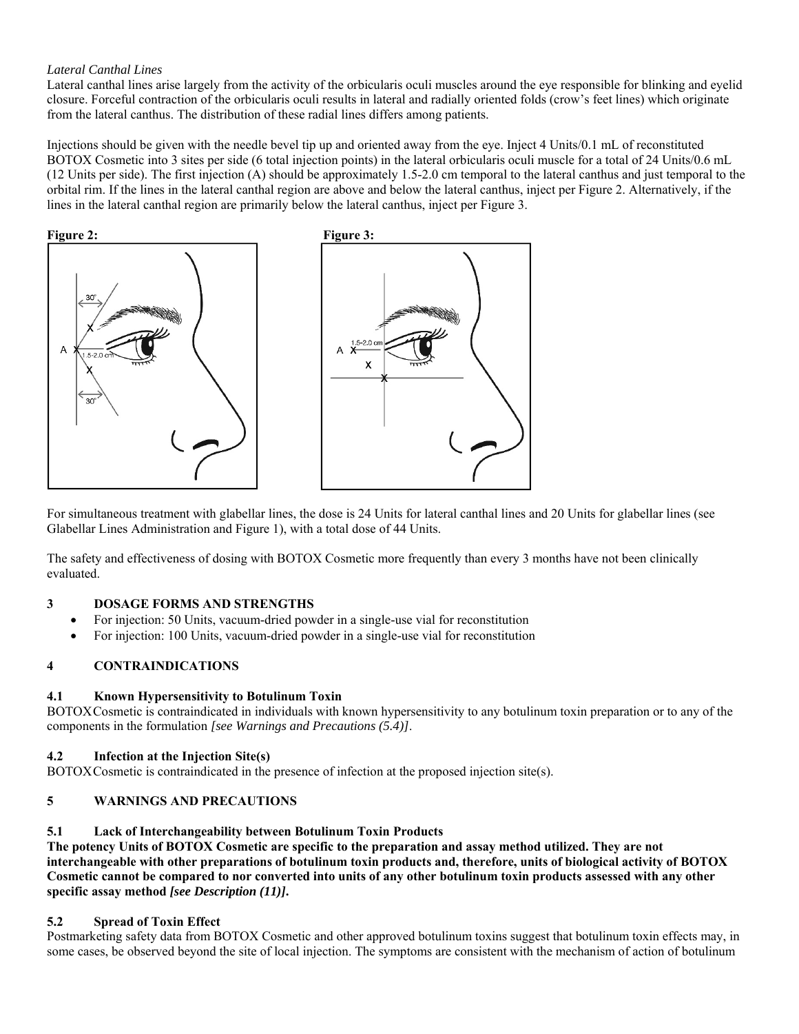*Lateral Canthal Lines*

Lateral canthal lines arise largely from the activity of the orbicularis oculi muscles around the eye responsible for blinking and eyelid closure. Forceful contraction of the orbicularis oculi results in lateral and radially oriented folds (crow's feet lines) which originate from the lateral canthus. The distribution of these radial lines differs among patients.

Injections should be given with the needle bevel tip up and oriented away from the eye. Inject 4 Units/0.1 mL of reconstituted BOTOX Cosmetic into 3 sites per side (6 total injection points) in the lateral orbicularis oculi muscle for a total of 24 Units/0.6 mL (12 Units per side). The first injection (A) should be approximately 1.5-2.0 cm temporal to the lateral canthus and just temporal to the orbital rim. If the lines in the lateral canthal region are above and below the lateral canthus, inject per Figure 2. Alternatively, if the lines in the lateral canthal region are primarily below the lateral canthus, inject per Figure 3.

**Figure 2:**

**Figure 3:**

For simultaneous treatment with glabellar lines, the dose is 24 Units for lateral canthal lines and 20 Units for glabellar lines (see Glabellar Lines Administration and Figure 1), with a total dose of 44 Units.

The safety and effectiveness of dosing with BOTOX Cosmetic more frequently than every 3 months have not been clinically evaluated.

## 3 DOSAGE FORMS AND STRENGTHS

- For injection: 50 Units, vacuum-dried powder in a single-use vial for reconstitution
- For injection: 100 Units, vacuum-dried powder in a single-use vial for reconstitution

## 4 CONTRAINDICATIONS

### 4.1 Known Hypersensitivity to Botulinum Toxin

BOTOX Cosmetic is contraindicated in individuals with known hypersensitivity to any botulinum toxin preparation or to any of the components in the formulation *[see Warnings and Precautions (5.4)]*.

### 4.2 Infection at the Injection Site(s)

BOTOX Cosmetic is contraindicated in the presence of infection at the proposed injection site(s).

## 5 WARNINGS AND PRECAUTIONS

### 5.1 Lack of Interchangeability between Botulinum Toxin Products

**The potency Units of BOTOX Cosmetic are specific to the preparation and assay method utilized. They are not interchangeable with other preparations of botulinum toxin products and, therefore, units of biological activity of BOTOX Cosmetic cannot be compared to nor converted into units of any other botulinum toxin products assessed with any other specific assay method *[see Description (11)]*.**

### 5.2 Spread of Toxin Effect

Postmarketing safety data from BOTOX Cosmetic and other approved botulinum toxins suggest that botulinum toxin effects may, in some cases, be observed beyond the site of local injection. The symptoms are consistent with the mechanism of action of botulinum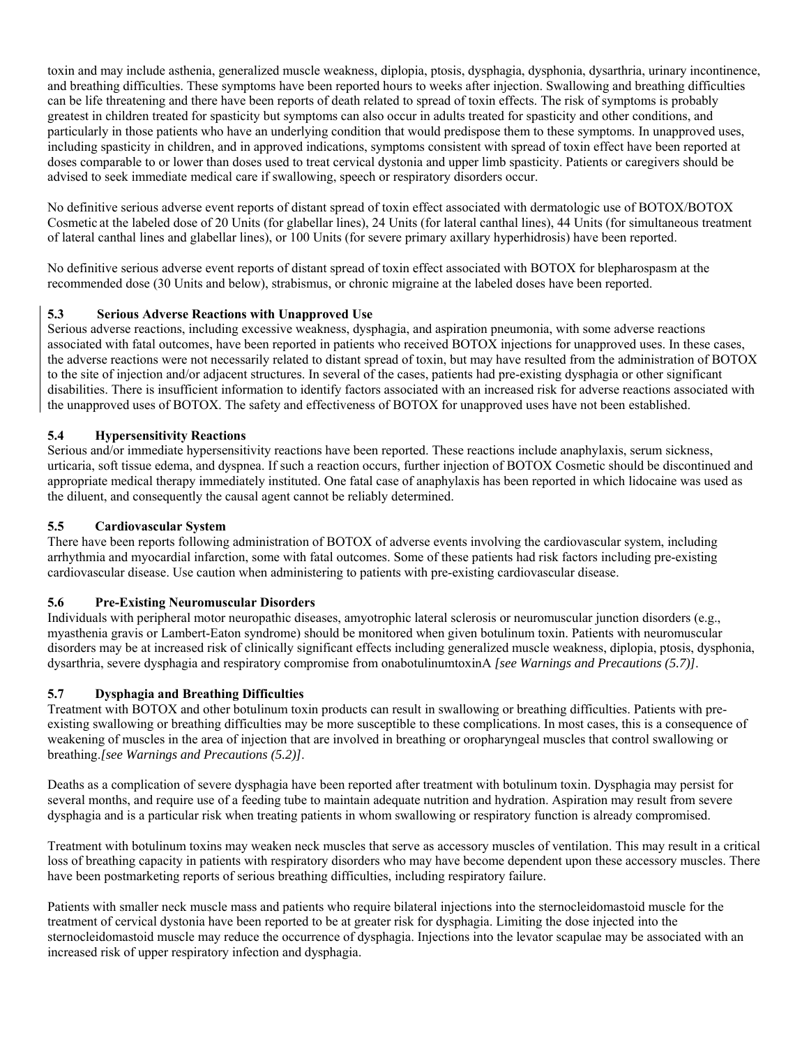toxin and may include asthenia, generalized muscle weakness, diplopia, ptosis, dysphagia, dysphonia, dysarthria, urinary incontinence, and breathing difficulties. These symptoms have been reported hours to weeks after injection. Swallowing and breathing difficulties can be life threatening and there have been reports of death related to spread of toxin effects. The risk of symptoms is probably greatest in children treated for spasticity but symptoms can also occur in adults treated for spasticity and other conditions, and particularly in those patients who have an underlying condition that would predispose them to these symptoms. In unapproved uses, including spasticity in children, and in approved indications, symptoms consistent with spread of toxin effect have been reported at doses comparable to or lower than doses used to treat cervical dystonia and upper limb spasticity. Patients or caregivers should be advised to seek immediate medical care if swallowing, speech or respiratory disorders occur.

No definitive serious adverse event reports of distant spread of toxin effect associated with dermatologic use of BOTOX/BOTOX Cosmetic at the labeled dose of 20 Units (for glabellar lines), 24 Units (for lateral canthal lines), 44 Units (for simultaneous treatment of lateral canthal lines and glabellar lines), or 100 Units (for severe primary axillary hyperhidrosis) have been reported.

No definitive serious adverse event reports of distant spread of toxin effect associated with BOTOX for blepharospasm at the recommended dose (30 Units and below), strabismus, or chronic migraine at the labeled doses have been reported.

### 5.3 Serious Adverse Reactions with Unapproved Use

Serious adverse reactions, including excessive weakness, dysphagia, and aspiration pneumonia, with some adverse reactions associated with fatal outcomes, have been reported in patients who received BOTOX injections for unapproved uses. In these cases, the adverse reactions were not necessarily related to distant spread of toxin, but may have resulted from the administration of BOTOX to the site of injection and/or adjacent structures. In several of the cases, patients had pre-existing dysphagia or other significant disabilities. There is insufficient information to identify factors associated with an increased risk for adverse reactions associated with the unapproved uses of BOTOX. The safety and effectiveness of BOTOX for unapproved uses have not been established.

### 5.4 Hypersensitivity Reactions

Serious and/or immediate hypersensitivity reactions have been reported. These reactions include anaphylaxis, serum sickness, urticaria, soft tissue edema, and dyspnea. If such a reaction occurs, further injection of BOTOX Cosmetic should be discontinued and appropriate medical therapy immediately instituted. One fatal case of anaphylaxis has been reported in which lidocaine was used as the diluent, and consequently the causal agent cannot be reliably determined.

### 5.5 Cardiovascular System

There have been reports following administration of BOTOX of adverse events involving the cardiovascular system, including arrhythmia and myocardial infarction, some with fatal outcomes. Some of these patients had risk factors including pre-existing cardiovascular disease. Use caution when administering to patients with pre-existing cardiovascular disease.

### 5.6 Pre-Existing Neuromuscular Disorders

Individuals with peripheral motor neuropathic diseases, amyotrophic lateral sclerosis or neuromuscular junction disorders (e.g., myasthenia gravis or Lambert-Eaton syndrome) should be monitored when given botulinum toxin. Patients with neuromuscular disorders may be at increased risk of clinically significant effects including generalized muscle weakness, diplopia, ptosis, dysphonia, dysarthria, severe dysphagia and respiratory compromise from onabotulinumtoxinA *[see Warnings and Precautions (5.7)]*.

### 5.7 Dysphagia and Breathing Difficulties

Treatment with BOTOX and other botulinum toxin products can result in swallowing or breathing difficulties. Patients with pre-existing swallowing or breathing difficulties may be more susceptible to these complications. In most cases, this is a consequence of weakening of muscles in the area of injection that are involved in breathing or oropharyngeal muscles that control swallowing or breathing.*[see Warnings and Precautions (5.2)]*.

Deaths as a complication of severe dysphagia have been reported after treatment with botulinum toxin. Dysphagia may persist for several months, and require use of a feeding tube to maintain adequate nutrition and hydration. Aspiration may result from severe dysphagia and is a particular risk when treating patients in whom swallowing or respiratory function is already compromised.

Treatment with botulinum toxins may weaken neck muscles that serve as accessory muscles of ventilation. This may result in a critical loss of breathing capacity in patients with respiratory disorders who may have become dependent upon these accessory muscles. There have been postmarketing reports of serious breathing difficulties, including respiratory failure.

Patients with smaller neck muscle mass and patients who require bilateral injections into the sternocleidomastoid muscle for the treatment of cervical dystonia have been reported to be at greater risk for dysphagia. Limiting the dose injected into the sternocleidomastoid muscle may reduce the occurrence of dysphagia. Injections into the levator scapulae may be associated with an increased risk of upper respiratory infection and dysphagia.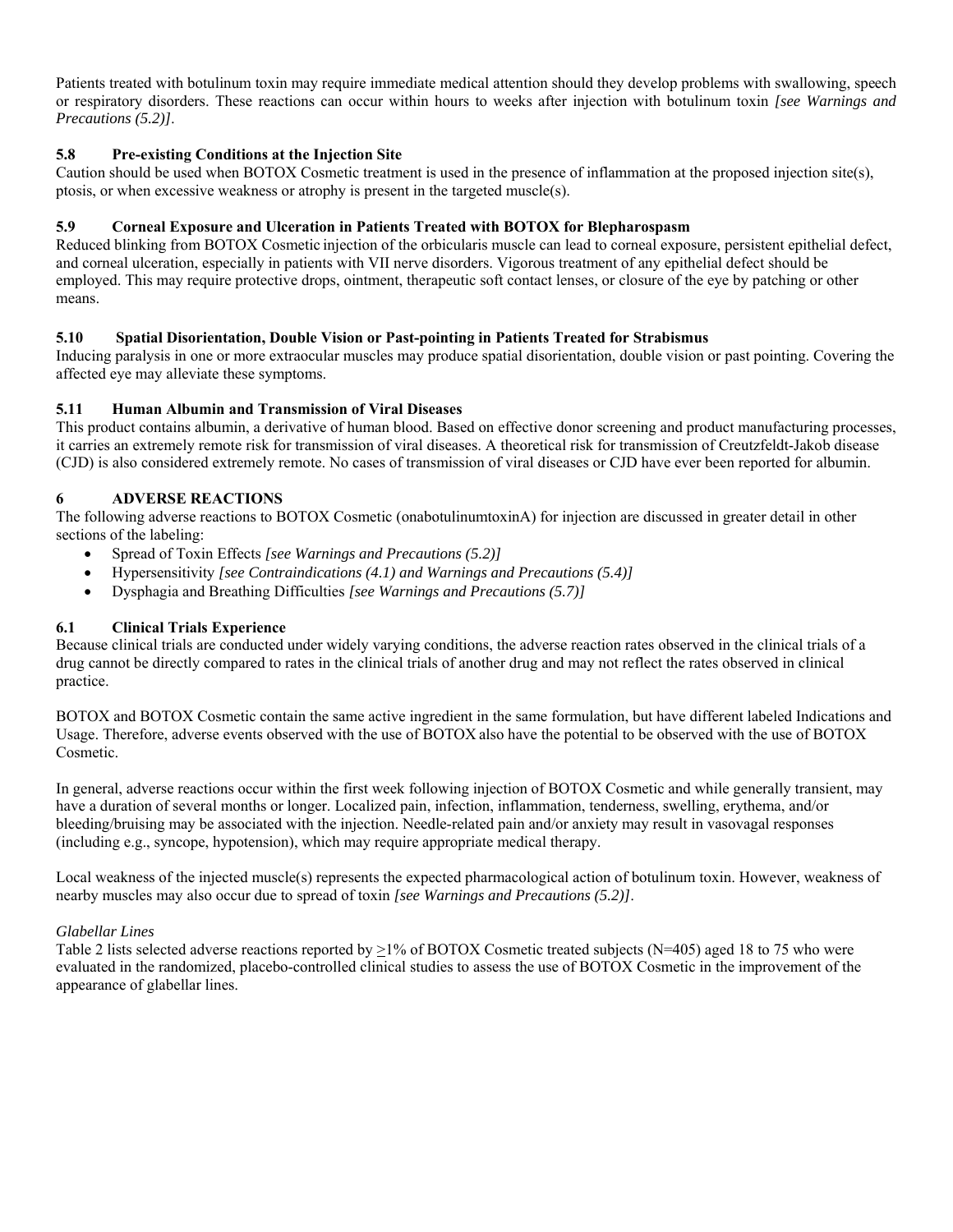Patients treated with botulinum toxin may require immediate medical attention should they develop problems with swallowing, speech or respiratory disorders. These reactions can occur within hours to weeks after injection with botulinum toxin *[see Warnings and Precautions (5.2)]*.

### 5.8 Pre-existing Conditions at the Injection Site

Caution should be used when BOTOX Cosmetic treatment is used in the presence of inflammation at the proposed injection site(s), ptosis, or when excessive weakness or atrophy is present in the targeted muscle(s).

### 5.9 Corneal Exposure and Ulceration in Patients Treated with BOTOX for Blepharospasm

Reduced blinking from BOTOX Cosmetic injection of the orbicularis muscle can lead to corneal exposure, persistent epithelial defect, and corneal ulceration, especially in patients with VII nerve disorders. Vigorous treatment of any epithelial defect should be employed. This may require protective drops, ointment, therapeutic soft contact lenses, or closure of the eye by patching or other means.

### 5.10 Spatial Disorientation, Double Vision or Past-pointing in Patients Treated for Strabismus

Inducing paralysis in one or more extraocular muscles may produce spatial disorientation, double vision or past pointing. Covering the affected eye may alleviate these symptoms.

### 5.11 Human Albumin and Transmission of Viral Diseases

This product contains albumin, a derivative of human blood. Based on effective donor screening and product manufacturing processes, it carries an extremely remote risk for transmission of viral diseases. A theoretical risk for transmission of Creutzfeldt-Jakob disease (CJD) is also considered extremely remote. No cases of transmission of viral diseases or CJD have ever been reported for albumin.

## 6 ADVERSE REACTIONS

The following adverse reactions to BOTOX Cosmetic (onabotulinumtoxinA) for injection are discussed in greater detail in other sections of the labeling:

- Spread of Toxin Effects *[see Warnings and Precautions (5.2)]*
- Hypersensitivity *[see Contraindications (4.1) and Warnings and Precautions (5.4)]*
- Dysphagia and Breathing Difficulties *[see Warnings and Precautions (5.7)]*

### 6.1 Clinical Trials Experience

Because clinical trials are conducted under widely varying conditions, the adverse reaction rates observed in the clinical trials of a drug cannot be directly compared to rates in the clinical trials of another drug and may not reflect the rates observed in clinical practice.

BOTOX and BOTOX Cosmetic contain the same active ingredient in the same formulation, but have different labeled Indications and Usage. Therefore, adverse events observed with the use of BOTOX also have the potential to be observed with the use of BOTOX Cosmetic.

In general, adverse reactions occur within the first week following injection of BOTOX Cosmetic and while generally transient, may have a duration of several months or longer. Localized pain, infection, inflammation, tenderness, swelling, erythema, and/or bleeding/bruising may be associated with the injection. Needle-related pain and/or anxiety may result in vasovagal responses (including e.g., syncope, hypotension), which may require appropriate medical therapy.

Local weakness of the injected muscle(s) represents the expected pharmacological action of botulinum toxin. However, weakness of nearby muscles may also occur due to spread of toxin *[see Warnings and Precautions (5.2)]*.

*Glabellar Lines*

Table 2 lists selected adverse reactions reported by $\geq$1% of BOTOX Cosmetic treated subjects (N=405) aged 18 to 75 who were evaluated in the randomized, placebo-controlled clinical studies to assess the use of BOTOX Cosmetic in the improvement of the appearance of glabellar lines.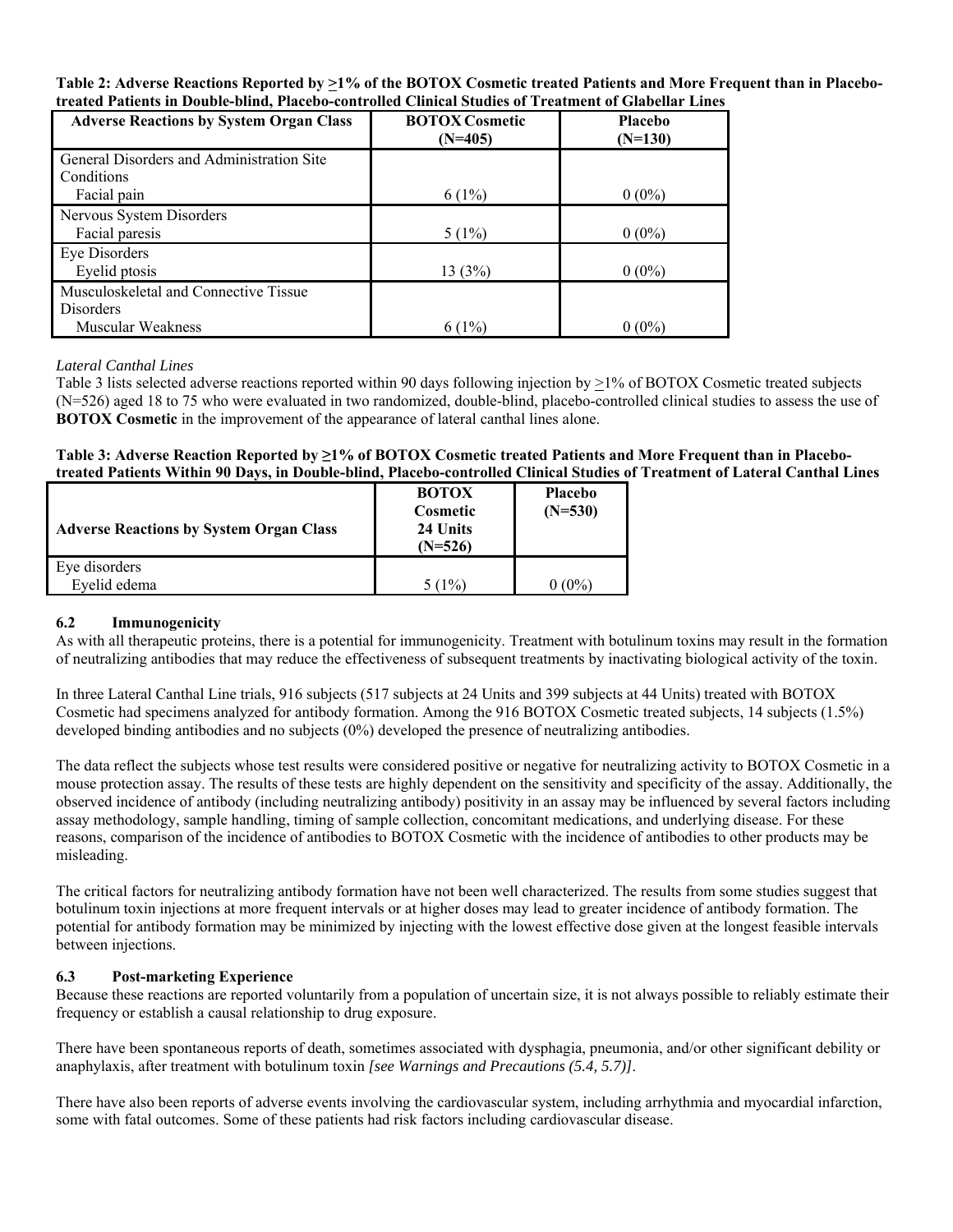**Table 2: Adverse Reactions Reported by ≥1% of the BOTOX Cosmetic treated Patients and More Frequent than in Placebo-treated Patients in Double-blind, Placebo-controlled Clinical Studies of Treatment of Glabellar Lines**

| Adverse Reactions by System Organ Class | BOTOX Cosmetic (N=405) | Placebo (N=130) |
|---|---|---|
| General Disorders and Administration Site Conditions | | |
| Facial pain | 6 (1%) | 0 (0%) |
| Nervous System Disorders | | |
| Facial paresis | 5 (1%) | 0 (0%) |
| Eye Disorders | | |
| Eyelid ptosis | 13 (3%) | 0 (0%) |
| Musculoskeletal and Connective Tissue Disorders | | |
| Muscular Weakness | 6 (1%) | 0 (0%) |

*Lateral Canthal Lines*

Table 3 lists selected adverse reactions reported within 90 days following injection by ≥1% of BOTOX Cosmetic treated subjects (N=526) aged 18 to 75 who were evaluated in two randomized, double-blind, placebo-controlled clinical studies to assess the use of **BOTOX Cosmetic** in the improvement of the appearance of lateral canthal lines alone.

**Table 3: Adverse Reaction Reported by ≥1% of BOTOX Cosmetic treated Patients and More Frequent than in Placebo-treated Patients Within 90 Days, in Double-blind, Placebo-controlled Clinical Studies of Treatment of Lateral Canthal Lines**

| Adverse Reactions by System Organ Class | BOTOX Cosmetic 24 Units (N=526) | Placebo (N=530) |
|---|---|---|
| Eye disorders | | |
| Eyelid edema | 5 (1%) | 0 (0%) |

### 6.2 Immunogenicity

As with all therapeutic proteins, there is a potential for immunogenicity. Treatment with botulinum toxins may result in the formation of neutralizing antibodies that may reduce the effectiveness of subsequent treatments by inactivating biological activity of the toxin.

In three Lateral Canthal Line trials, 916 subjects (517 subjects at 24 Units and 399 subjects at 44 Units) treated with BOTOX Cosmetic had specimens analyzed for antibody formation. Among the 916 BOTOX Cosmetic treated subjects, 14 subjects (1.5%) developed binding antibodies and no subjects (0%) developed the presence of neutralizing antibodies.

The data reflect the subjects whose test results were considered positive or negative for neutralizing activity to BOTOX Cosmetic in a mouse protection assay. The results of these tests are highly dependent on the sensitivity and specificity of the assay. Additionally, the observed incidence of antibody (including neutralizing antibody) positivity in an assay may be influenced by several factors including assay methodology, sample handling, timing of sample collection, concomitant medications, and underlying disease. For these reasons, comparison of the incidence of antibodies to BOTOX Cosmetic with the incidence of antibodies to other products may be misleading.

The critical factors for neutralizing antibody formation have not been well characterized. The results from some studies suggest that botulinum toxin injections at more frequent intervals or at higher doses may lead to greater incidence of antibody formation. The potential for antibody formation may be minimized by injecting with the lowest effective dose given at the longest feasible intervals between injections.

### 6.3 Post-marketing Experience

Because these reactions are reported voluntarily from a population of uncertain size, it is not always possible to reliably estimate their frequency or establish a causal relationship to drug exposure.

There have been spontaneous reports of death, sometimes associated with dysphagia, pneumonia, and/or other significant debility or anaphylaxis, after treatment with botulinum toxin *[see Warnings and Precautions (5.4, 5.7)]*.

There have also been reports of adverse events involving the cardiovascular system, including arrhythmia and myocardial infarction, some with fatal outcomes. Some of these patients had risk factors including cardiovascular disease.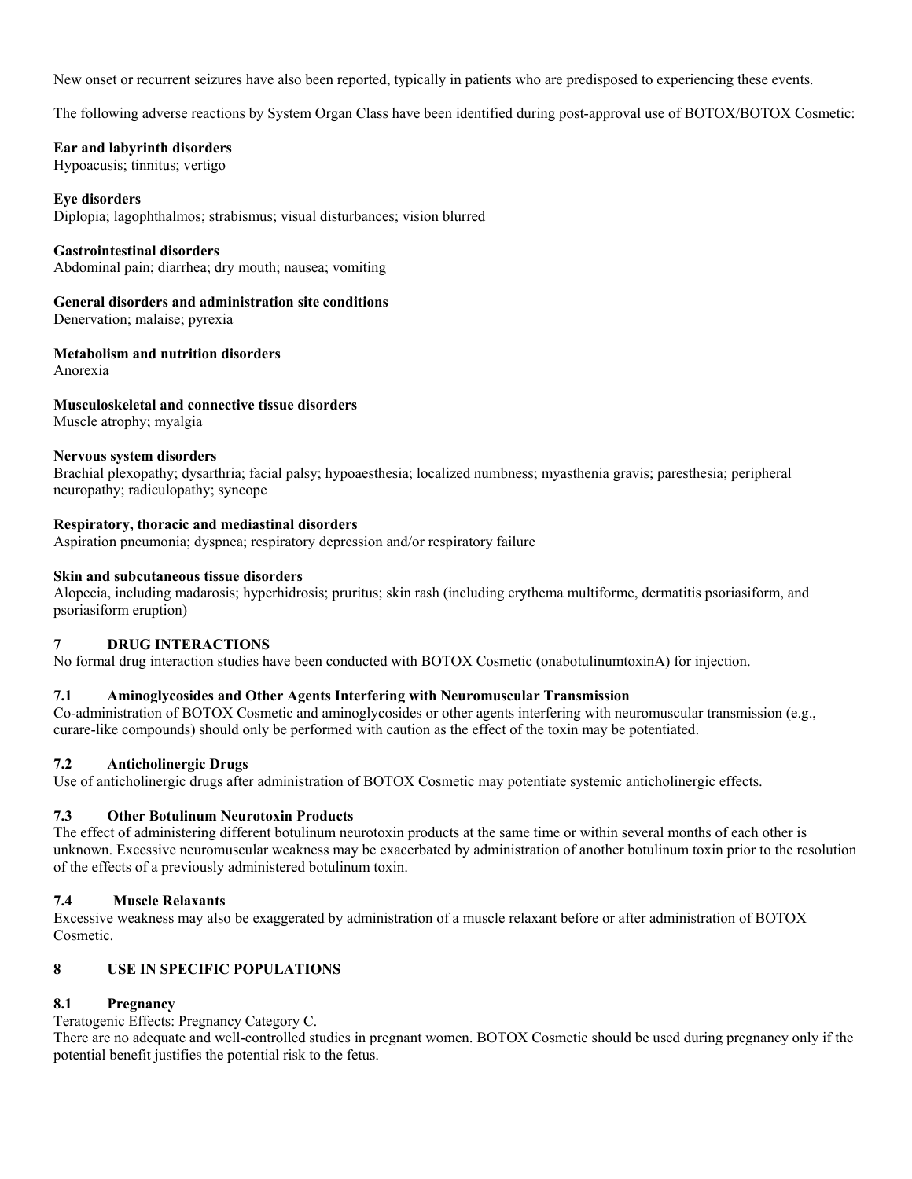New onset or recurrent seizures have also been reported, typically in patients who are predisposed to experiencing these events.

The following adverse reactions by System Organ Class have been identified during post-approval use of BOTOX/BOTOX Cosmetic:

**Ear and labyrinth disorders**
Hypoacusis; tinnitus; vertigo

**Eye disorders**
Diplopia; lagophthalmos; strabismus; visual disturbances; vision blurred

**Gastrointestinal disorders**
Abdominal pain; diarrhea; dry mouth; nausea; vomiting

**General disorders and administration site conditions**
Denervation; malaise; pyrexia

**Metabolism and nutrition disorders**
Anorexia

**Musculoskeletal and connective tissue disorders**
Muscle atrophy; myalgia

**Nervous system disorders**
Brachial plexopathy; dysarthria; facial palsy; hypoaesthesia; localized numbness; myasthenia gravis; paresthesia; peripheral neuropathy; radiculopathy; syncope

**Respiratory, thoracic and mediastinal disorders**
Aspiration pneumonia; dyspnea; respiratory depression and/or respiratory failure

**Skin and subcutaneous tissue disorders**
Alopecia, including madarosis; hyperhidrosis; pruritus; skin rash (including erythema multiforme, dermatitis psoriasiform, and psoriasiform eruption)

## 7 DRUG INTERACTIONS

No formal drug interaction studies have been conducted with BOTOX Cosmetic (onabotulinumtoxinA) for injection.

### 7.1 Aminoglycosides and Other Agents Interfering with Neuromuscular Transmission

Co-administration of BOTOX Cosmetic and aminoglycosides or other agents interfering with neuromuscular transmission (e.g., curare-like compounds) should only be performed with caution as the effect of the toxin may be potentiated.

### 7.2 Anticholinergic Drugs

Use of anticholinergic drugs after administration of BOTOX Cosmetic may potentiate systemic anticholinergic effects.

### 7.3 Other Botulinum Neurotoxin Products

The effect of administering different botulinum neurotoxin products at the same time or within several months of each other is unknown. Excessive neuromuscular weakness may be exacerbated by administration of another botulinum toxin prior to the resolution of the effects of a previously administered botulinum toxin.

### 7.4 Muscle Relaxants

Excessive weakness may also be exaggerated by administration of a muscle relaxant before or after administration of BOTOX Cosmetic.

## 8 USE IN SPECIFIC POPULATIONS

### 8.1 Pregnancy

Teratogenic Effects: Pregnancy Category C.

There are no adequate and well-controlled studies in pregnant women. BOTOX Cosmetic should be used during pregnancy only if the potential benefit justifies the potential risk to the fetus.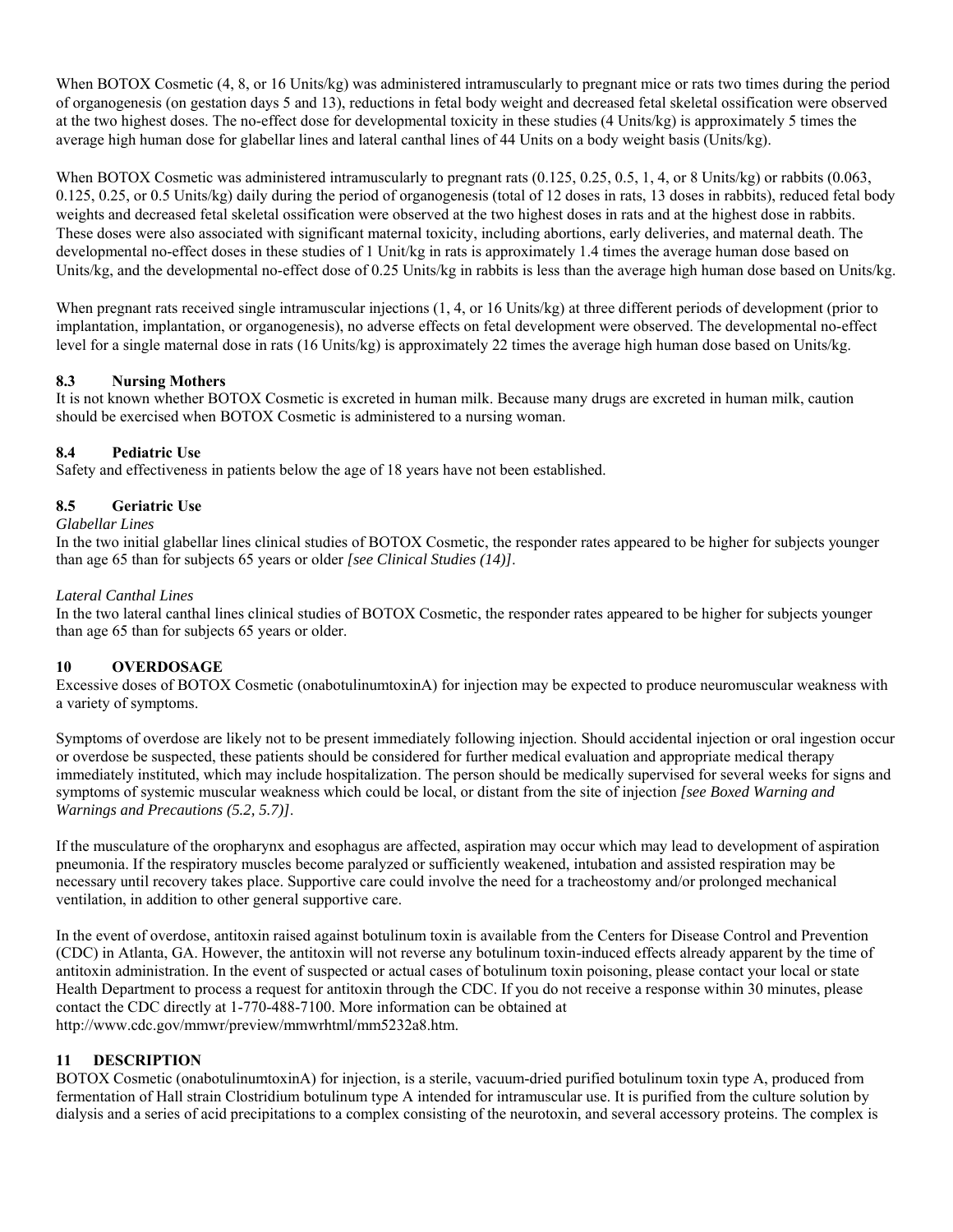When BOTOX Cosmetic (4, 8, or 16 Units/kg) was administered intramuscularly to pregnant mice or rats two times during the period of organogenesis (on gestation days 5 and 13), reductions in fetal body weight and decreased fetal skeletal ossification were observed at the two highest doses. The no-effect dose for developmental toxicity in these studies (4 Units/kg) is approximately 5 times the average high human dose for glabellar lines and lateral canthal lines of 44 Units on a body weight basis (Units/kg).

When BOTOX Cosmetic was administered intramuscularly to pregnant rats (0.125, 0.25, 0.5, 1, 4, or 8 Units/kg) or rabbits (0.063, 0.125, 0.25, or 0.5 Units/kg) daily during the period of organogenesis (total of 12 doses in rats, 13 doses in rabbits), reduced fetal body weights and decreased fetal skeletal ossification were observed at the two highest doses in rats and at the highest dose in rabbits. These doses were also associated with significant maternal toxicity, including abortions, early deliveries, and maternal death. The developmental no-effect doses in these studies of 1 Unit/kg in rats is approximately 1.4 times the average human dose based on Units/kg, and the developmental no-effect dose of 0.25 Units/kg in rabbits is less than the average high human dose based on Units/kg.

When pregnant rats received single intramuscular injections (1, 4, or 16 Units/kg) at three different periods of development (prior to implantation, implantation, or organogenesis), no adverse effects on fetal development were observed. The developmental no-effect level for a single maternal dose in rats (16 Units/kg) is approximately 22 times the average high human dose based on Units/kg.

### 8.3 Nursing Mothers

It is not known whether BOTOX Cosmetic is excreted in human milk. Because many drugs are excreted in human milk, caution should be exercised when BOTOX Cosmetic is administered to a nursing woman.

### 8.4 Pediatric Use

Safety and effectiveness in patients below the age of 18 years have not been established.

### 8.5 Geriatric Use

*Glabellar Lines*

In the two initial glabellar lines clinical studies of BOTOX Cosmetic, the responder rates appeared to be higher for subjects younger than age 65 than for subjects 65 years or older *[see Clinical Studies (14)]*.

*Lateral Canthal Lines*

In the two lateral canthal lines clinical studies of BOTOX Cosmetic, the responder rates appeared to be higher for subjects younger than age 65 than for subjects 65 years or older.

## 10 OVERDOSAGE

Excessive doses of BOTOX Cosmetic (onabotulinumtoxinA) for injection may be expected to produce neuromuscular weakness with a variety of symptoms.

Symptoms of overdose are likely not to be present immediately following injection. Should accidental injection or oral ingestion occur or overdose be suspected, these patients should be considered for further medical evaluation and appropriate medical therapy immediately instituted, which may include hospitalization. The person should be medically supervised for several weeks for signs and symptoms of systemic muscular weakness which could be local, or distant from the site of injection *[see Boxed Warning and Warnings and Precautions (5.2, 5.7)]*.

If the musculature of the oropharynx and esophagus are affected, aspiration may occur which may lead to development of aspiration pneumonia. If the respiratory muscles become paralyzed or sufficiently weakened, intubation and assisted respiration may be necessary until recovery takes place. Supportive care could involve the need for a tracheostomy and/or prolonged mechanical ventilation, in addition to other general supportive care.

In the event of overdose, antitoxin raised against botulinum toxin is available from the Centers for Disease Control and Prevention (CDC) in Atlanta, GA. However, the antitoxin will not reverse any botulinum toxin-induced effects already apparent by the time of antitoxin administration. In the event of suspected or actual cases of botulinum toxin poisoning, please contact your local or state Health Department to process a request for antitoxin through the CDC. If you do not receive a response within 30 minutes, please contact the CDC directly at 1-770-488-7100. More information can be obtained at http://www.cdc.gov/mmwr/preview/mmwrhtml/mm5232a8.htm.

## 11 DESCRIPTION

BOTOX Cosmetic (onabotulinumtoxinA) for injection, is a sterile, vacuum-dried purified botulinum toxin type A, produced from fermentation of Hall strain Clostridium botulinum type A intended for intramuscular use. It is purified from the culture solution by dialysis and a series of acid precipitations to a complex consisting of the neurotoxin, and several accessory proteins. The complex is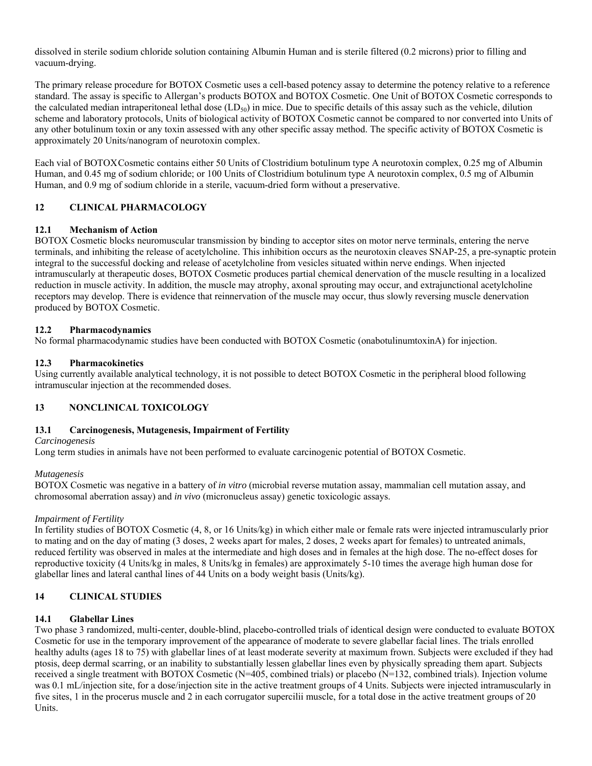dissolved in sterile sodium chloride solution containing Albumin Human and is sterile filtered (0.2 microns) prior to filling and vacuum-drying.

The primary release procedure for BOTOX Cosmetic uses a cell-based potency assay to determine the potency relative to a reference standard. The assay is specific to Allergan's products BOTOX and BOTOX Cosmetic. One Unit of BOTOX Cosmetic corresponds to the calculated median intraperitoneal lethal dose ($LD_{50}$) in mice. Due to specific details of this assay such as the vehicle, dilution scheme and laboratory protocols, Units of biological activity of BOTOX Cosmetic cannot be compared to nor converted into Units of any other botulinum toxin or any toxin assessed with any other specific assay method. The specific activity of BOTOX Cosmetic is approximately 20 Units/nanogram of neurotoxin complex.

Each vial of BOTOXCosmetic contains either 50 Units of Clostridium botulinum type A neurotoxin complex, 0.25 mg of Albumin Human, and 0.45 mg of sodium chloride; or 100 Units of Clostridium botulinum type A neurotoxin complex, 0.5 mg of Albumin Human, and 0.9 mg of sodium chloride in a sterile, vacuum-dried form without a preservative.

## 12 CLINICAL PHARMACOLOGY

### 12.1 Mechanism of Action

BOTOX Cosmetic blocks neuromuscular transmission by binding to acceptor sites on motor nerve terminals, entering the nerve terminals, and inhibiting the release of acetylcholine. This inhibition occurs as the neurotoxin cleaves SNAP-25, a pre-synaptic protein integral to the successful docking and release of acetylcholine from vesicles situated within nerve endings. When injected intramuscularly at therapeutic doses, BOTOX Cosmetic produces partial chemical denervation of the muscle resulting in a localized reduction in muscle activity. In addition, the muscle may atrophy, axonal sprouting may occur, and extrajunctional acetylcholine receptors may develop. There is evidence that reinnervation of the muscle may occur, thus slowly reversing muscle denervation produced by BOTOX Cosmetic.

### 12.2 Pharmacodynamics

No formal pharmacodynamic studies have been conducted with BOTOX Cosmetic (onabotulinumtoxinA) for injection.

### 12.3 Pharmacokinetics

Using currently available analytical technology, it is not possible to detect BOTOX Cosmetic in the peripheral blood following intramuscular injection at the recommended doses.

## 13 NONCLINICAL TOXICOLOGY

### 13.1 Carcinogenesis, Mutagenesis, Impairment of Fertility

*Carcinogenesis*

Long term studies in animals have not been performed to evaluate carcinogenic potential of BOTOX Cosmetic.

*Mutagenesis*

BOTOX Cosmetic was negative in a battery of *in vitro* (microbial reverse mutation assay, mammalian cell mutation assay, and chromosomal aberration assay) and *in vivo* (micronucleus assay) genetic toxicologic assays.

*Impairment of Fertility*

In fertility studies of BOTOX Cosmetic (4, 8, or 16 Units/kg) in which either male or female rats were injected intramuscularly prior to mating and on the day of mating (3 doses, 2 weeks apart for males, 2 doses, 2 weeks apart for females) to untreated animals, reduced fertility was observed in males at the intermediate and high doses and in females at the high dose. The no-effect doses for reproductive toxicity (4 Units/kg in males, 8 Units/kg in females) are approximately 5-10 times the average high human dose for glabellar lines and lateral canthal lines of 44 Units on a body weight basis (Units/kg).

## 14 CLINICAL STUDIES

### 14.1 Glabellar Lines

Two phase 3 randomized, multi-center, double-blind, placebo-controlled trials of identical design were conducted to evaluate BOTOX Cosmetic for use in the temporary improvement of the appearance of moderate to severe glabellar facial lines. The trials enrolled healthy adults (ages 18 to 75) with glabellar lines of at least moderate severity at maximum frown. Subjects were excluded if they had ptosis, deep dermal scarring, or an inability to substantially lessen glabellar lines even by physically spreading them apart. Subjects received a single treatment with BOTOX Cosmetic (N=405, combined trials) or placebo (N=132, combined trials). Injection volume was 0.1 mL/injection site, for a dose/injection site in the active treatment groups of 4 Units. Subjects were injected intramuscularly in five sites, 1 in the procerus muscle and 2 in each corrugator supercilii muscle, for a total dose in the active treatment groups of 20 Units.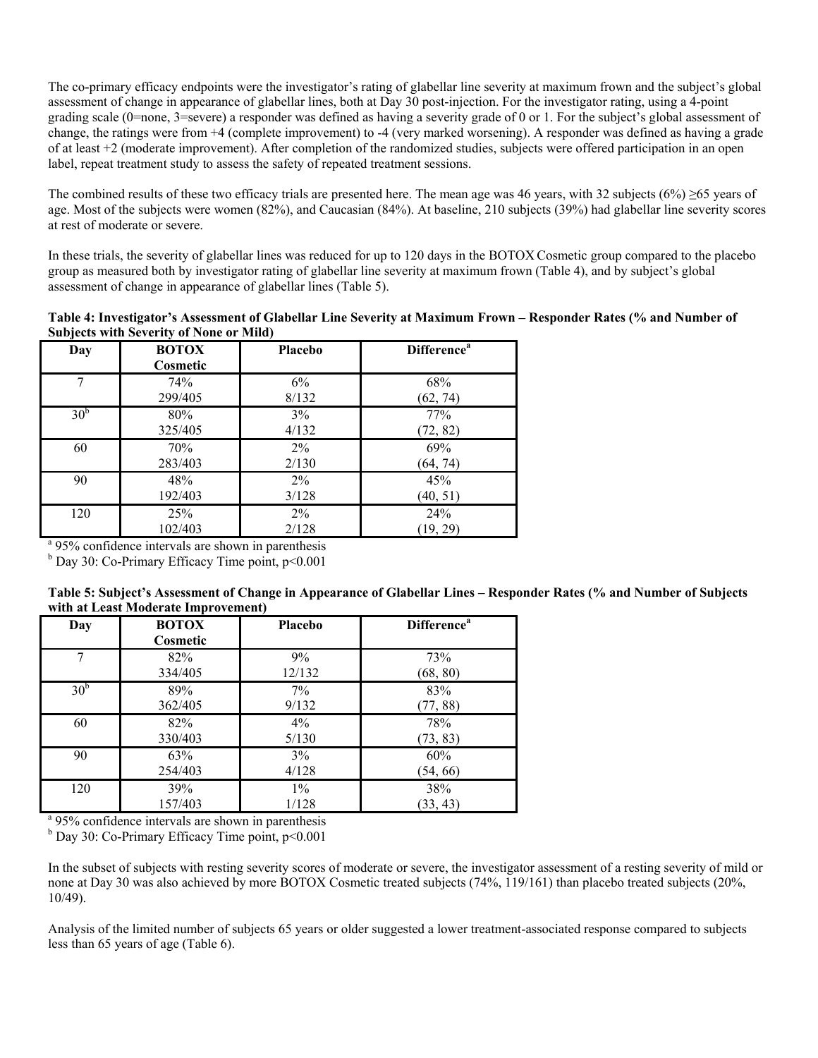The co-primary efficacy endpoints were the investigator's rating of glabellar line severity at maximum frown and the subject's global assessment of change in appearance of glabellar lines, both at Day 30 post-injection. For the investigator rating, using a 4-point grading scale (0=none, 3=severe) a responder was defined as having a severity grade of 0 or 1. For the subject's global assessment of change, the ratings were from +4 (complete improvement) to -4 (very marked worsening). A responder was defined as having a grade of at least +2 (moderate improvement). After completion of the randomized studies, subjects were offered participation in an open label, repeat treatment study to assess the safety of repeated treatment sessions.

The combined results of these two efficacy trials are presented here. The mean age was 46 years, with 32 subjects (6%) ≥65 years of age. Most of the subjects were women (82%), and Caucasian (84%). At baseline, 210 subjects (39%) had glabellar line severity scores at rest of moderate or severe.

In these trials, the severity of glabellar lines was reduced for up to 120 days in the BOTOX Cosmetic group compared to the placebo group as measured both by investigator rating of glabellar line severity at maximum frown (Table 4), and by subject's global assessment of change in appearance of glabellar lines (Table 5).

**Table 4: Investigator's Assessment of Glabellar Line Severity at Maximum Frown – Responder Rates (% and Number of Subjects with Severity of None or Mild)**

| Day | BOTOX Cosmetic | Placebo | Difference[a] |
|---|---|---|---|
| 7 | 74%<br>299/405 | 6%<br>8/132 | 68%<br>(62, 74) |
| 30[b] | 80%<br>325/405 | 3%<br>4/132 | 77%<br>(72, 82) |
| 60 | 70%<br>283/403 | 2%<br>2/130 | 69%<br>(64, 74) |
| 90 | 48%<br>192/403 | 2%<br>3/128 | 45%<br>(40, 51) |
| 120 | 25%<br>102/403 | 2%<br>2/128 | 24%<br>(19, 29) |

[a] 95% confidence intervals are shown in parenthesis
[b] Day 30: Co-Primary Efficacy Time point, $p<0.001$

**Table 5: Subject's Assessment of Change in Appearance of Glabellar Lines – Responder Rates (% and Number of Subjects with at Least Moderate Improvement)**

| Day | BOTOX Cosmetic | Placebo | Difference[a] |
|---|---|---|---|
| 7 | 82%<br>334/405 | 9%<br>12/132 | 73%<br>(68, 80) |
| 30[b] | 89%<br>362/405 | 7%<br>9/132 | 83%<br>(77, 88) |
| 60 | 82%<br>330/403 | 4%<br>5/130 | 78%<br>(73, 83) |
| 90 | 63%<br>254/403 | 3%<br>4/128 | 60%<br>(54, 66) |
| 120 | 39%<br>157/403 | 1%<br>1/128 | 38%<br>(33, 43) |

[a] 95% confidence intervals are shown in parenthesis
[b] Day 30: Co-Primary Efficacy Time point, $p<0.001$

In the subset of subjects with resting severity scores of moderate or severe, the investigator assessment of a resting severity of mild or none at Day 30 was also achieved by more BOTOX Cosmetic treated subjects (74%, 119/161) than placebo treated subjects (20%, 10/49).

Analysis of the limited number of subjects 65 years or older suggested a lower treatment-associated response compared to subjects less than 65 years of age (Table 6).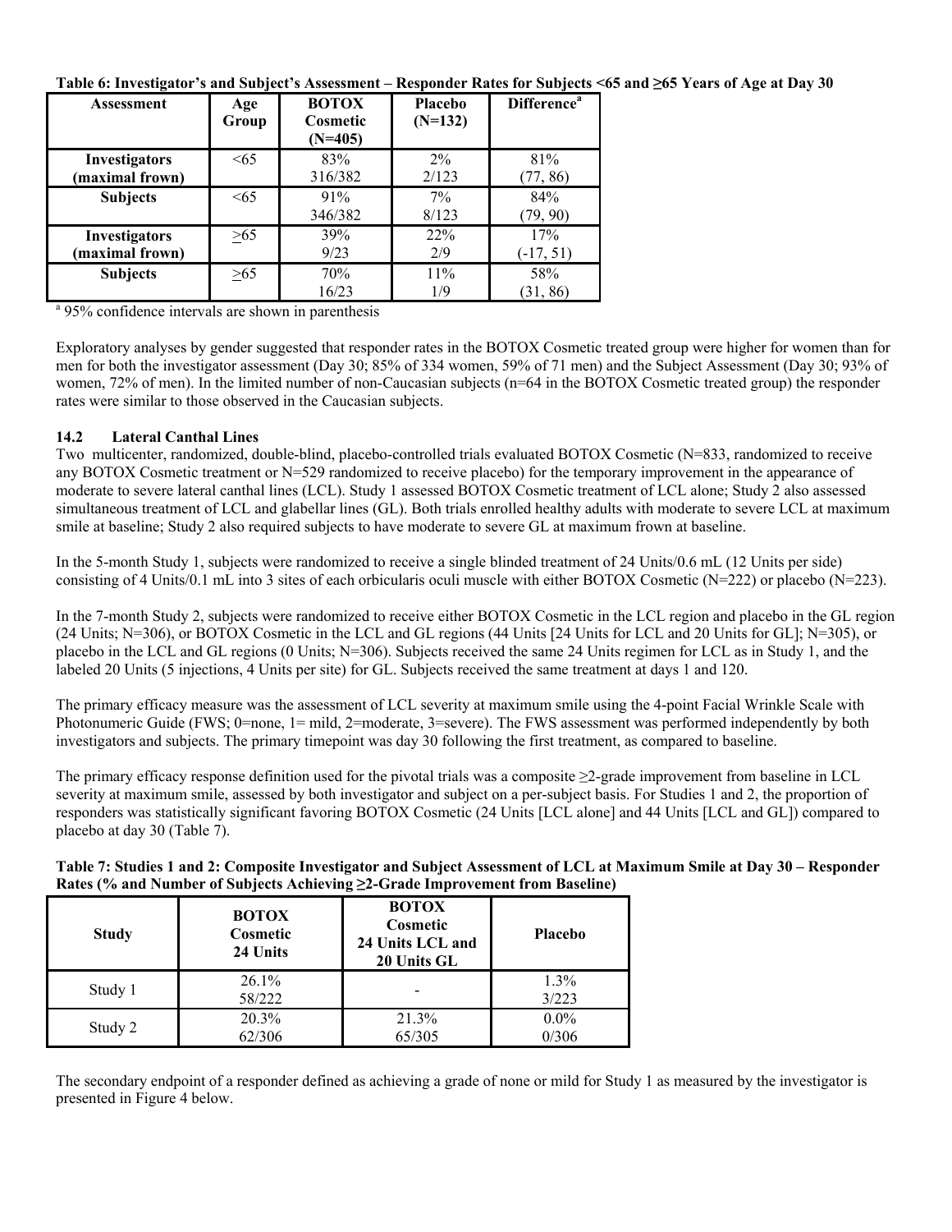**Table 6: Investigator's and Subject's Assessment – Responder Rates for Subjects <65 and ≥65 Years of Age at Day 30**

| Assessment | Age Group | BOTOX Cosmetic (N=405) | Placebo (N=132) | Difference[a] |
|---|---|---|---|---|
| **Investigators (maximal frown)** | <65 | 83% 316/382 | 2% 2/123 | 81% (77, 86) |
| **Subjects** | <65 | 91% 346/382 | 7% 8/123 | 84% (79, 90) |
| **Investigators (maximal frown)** | ≥65 | 39% 9/23 | 22% 2/9 | 17% (-17, 51) |
| **Subjects** | ≥65 | 70% 16/23 | 11% 1/9 | 58% (31, 86) |

[a] 95% confidence intervals are shown in parenthesis

Exploratory analyses by gender suggested that responder rates in the BOTOX Cosmetic treated group were higher for women than for men for both the investigator assessment (Day 30; 85% of 334 women, 59% of 71 men) and the Subject Assessment (Day 30; 93% of women, 72% of men). In the limited number of non-Caucasian subjects (n=64 in the BOTOX Cosmetic treated group) the responder rates were similar to those observed in the Caucasian subjects.

### 14.2 Lateral Canthal Lines

Two multicenter, randomized, double-blind, placebo-controlled trials evaluated BOTOX Cosmetic (N=833, randomized to receive any BOTOX Cosmetic treatment or N=529 randomized to receive placebo) for the temporary improvement in the appearance of moderate to severe lateral canthal lines (LCL). Study 1 assessed BOTOX Cosmetic treatment of LCL alone; Study 2 also assessed simultaneous treatment of LCL and glabellar lines (GL). Both trials enrolled healthy adults with moderate to severe LCL at maximum smile at baseline; Study 2 also required subjects to have moderate to severe GL at maximum frown at baseline.

In the 5-month Study 1, subjects were randomized to receive a single blinded treatment of 24 Units/0.6 mL (12 Units per side) consisting of 4 Units/0.1 mL into 3 sites of each orbicularis oculi muscle with either BOTOX Cosmetic (N=222) or placebo (N=223).

In the 7-month Study 2, subjects were randomized to receive either BOTOX Cosmetic in the LCL region and placebo in the GL region (24 Units; N=306), or BOTOX Cosmetic in the LCL and GL regions (44 Units [24 Units for LCL and 20 Units for GL]; N=305), or placebo in the LCL and GL regions (0 Units; N=306). Subjects received the same 24 Units regimen for LCL as in Study 1, and the labeled 20 Units (5 injections, 4 Units per site) for GL. Subjects received the same treatment at days 1 and 120.

The primary efficacy measure was the assessment of LCL severity at maximum smile using the 4-point Facial Wrinkle Scale with Photonumeric Guide (FWS; 0=none, 1= mild, 2=moderate, 3=severe). The FWS assessment was performed independently by both investigators and subjects. The primary timepoint was day 30 following the first treatment, as compared to baseline.

The primary efficacy response definition used for the pivotal trials was a composite ≥2-grade improvement from baseline in LCL severity at maximum smile, assessed by both investigator and subject on a per-subject basis. For Studies 1 and 2, the proportion of responders was statistically significant favoring BOTOX Cosmetic (24 Units [LCL alone] and 44 Units [LCL and GL]) compared to placebo at day 30 (Table 7).

**Table 7: Studies 1 and 2: Composite Investigator and Subject Assessment of LCL at Maximum Smile at Day 30 – Responder Rates (% and Number of Subjects Achieving ≥2-Grade Improvement from Baseline)**

| Study | BOTOX Cosmetic 24 Units | BOTOX Cosmetic 24 Units LCL and 20 Units GL | Placebo |
|---|---|---|---|
| Study 1 | 26.1% 58/222 | - | 1.3% 3/223 |
| Study 2 | 20.3% 62/306 | 21.3% 65/305 | 0.0% 0/306 |

The secondary endpoint of a responder defined as achieving a grade of none or mild for Study 1 as measured by the investigator is presented in Figure 4 below.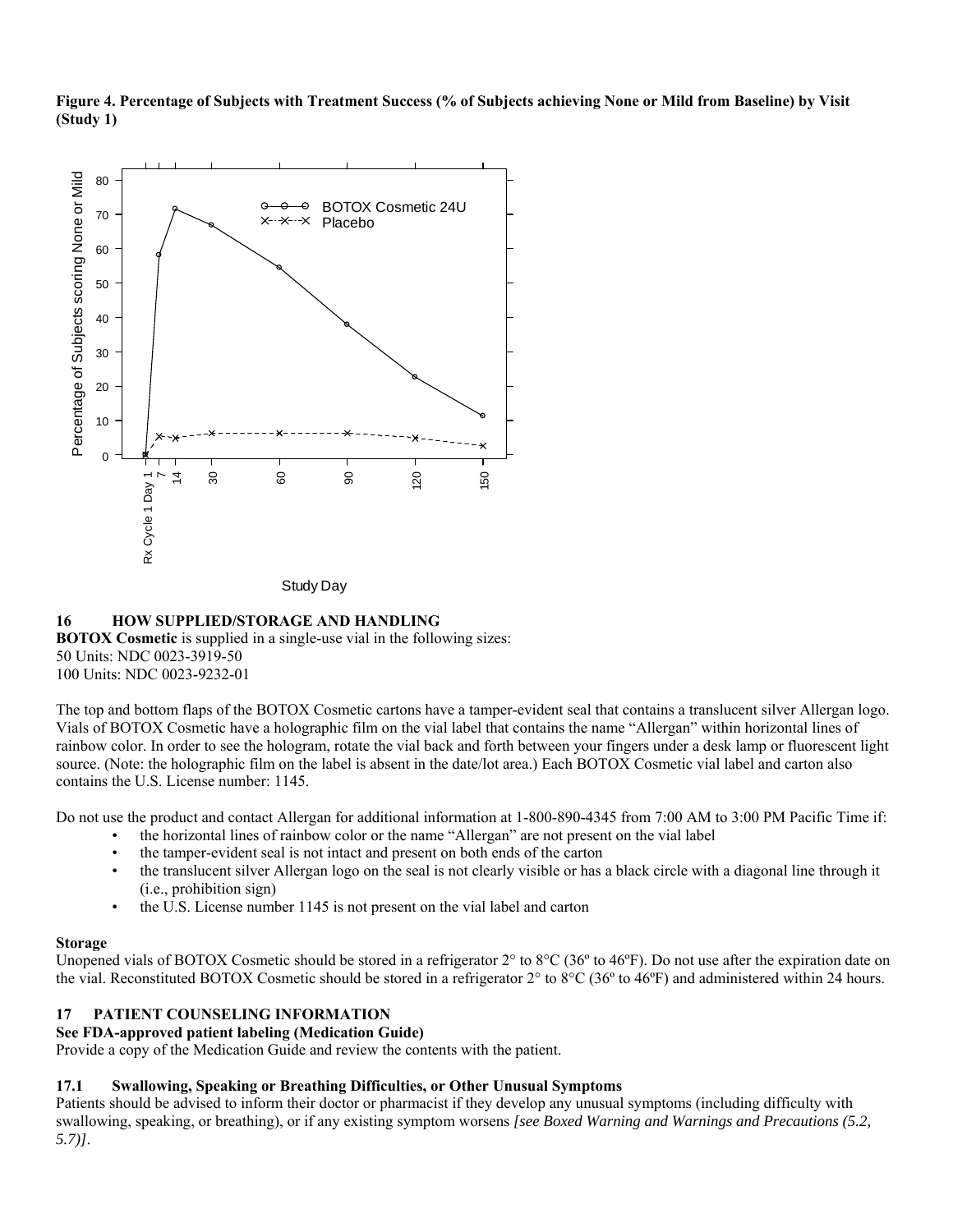**Figure 4. Percentage of Subjects with Treatment Success (% of Subjects achieving None or Mild from Baseline) by Visit (Study 1)**

## 16 HOW SUPPLIED/STORAGE AND HANDLING

**BOTOX Cosmetic** is supplied in a single-use vial in the following sizes:
50 Units: NDC 0023-3919-50
100 Units: NDC 0023-9232-01

The top and bottom flaps of the BOTOX Cosmetic cartons have a tamper-evident seal that contains a translucent silver Allergan logo. Vials of BOTOX Cosmetic have a holographic film on the vial label that contains the name "Allergan" within horizontal lines of rainbow color. In order to see the hologram, rotate the vial back and forth between your fingers under a desk lamp or fluorescent light source. (Note: the holographic film on the label is absent in the date/lot area.) Each BOTOX Cosmetic vial label and carton also contains the U.S. License number: 1145.

Do not use the product and contact Allergan for additional information at 1-800-890-4345 from 7:00 AM to 3:00 PM Pacific Time if:

- the horizontal lines of rainbow color or the name "Allergan" are not present on the vial label
- the tamper-evident seal is not intact and present on both ends of the carton
- the translucent silver Allergan logo on the seal is not clearly visible or has a black circle with a diagonal line through it (i.e., prohibition sign)
- the U.S. License number 1145 is not present on the vial label and carton

**Storage**

Unopened vials of BOTOX Cosmetic should be stored in a refrigerator 2° to 8°C (36º to 46ºF). Do not use after the expiration date on the vial. Reconstituted BOTOX Cosmetic should be stored in a refrigerator 2° to 8°C (36º to 46ºF) and administered within 24 hours.

## 17 PATIENT COUNSELING INFORMATION

**See FDA-approved patient labeling (Medication Guide)**

Provide a copy of the Medication Guide and review the contents with the patient.

### 17.1 Swallowing, Speaking or Breathing Difficulties, or Other Unusual Symptoms

Patients should be advised to inform their doctor or pharmacist if they develop any unusual symptoms (including difficulty with swallowing, speaking, or breathing), or if any existing symptom worsens *[see Boxed Warning and Warnings and Precautions (5.2, 5.7)]*.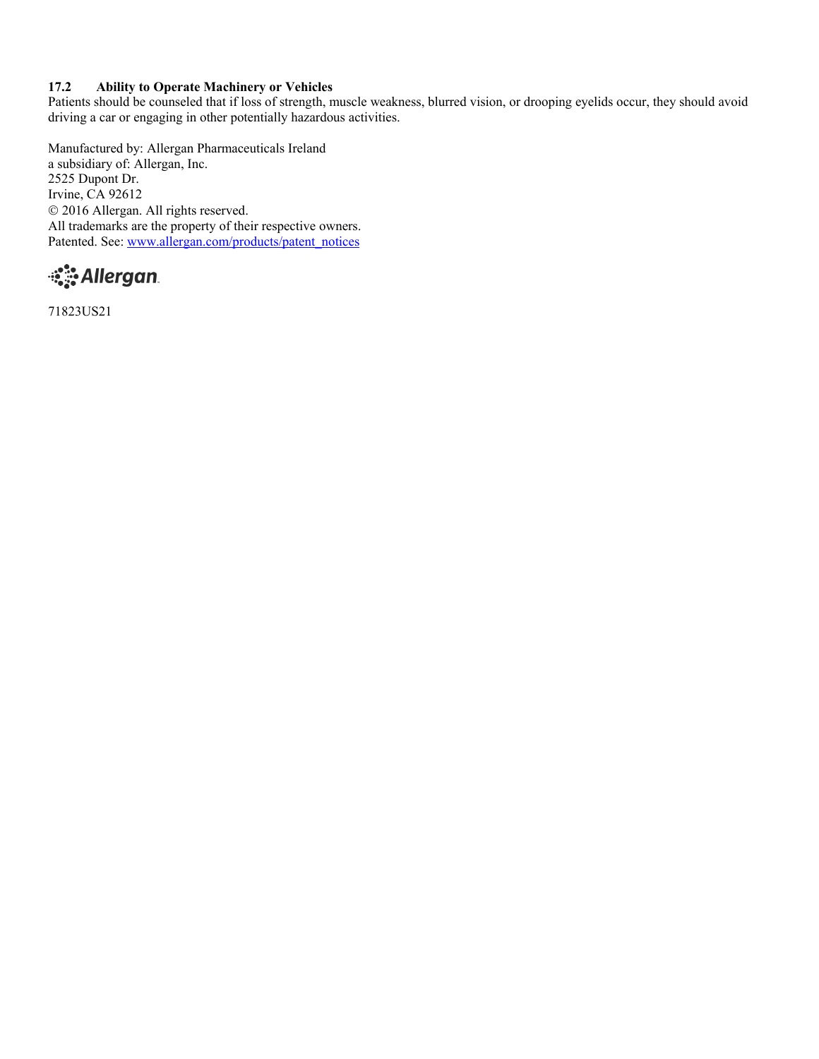### 17.2 Ability to Operate Machinery or Vehicles

Patients should be counseled that if loss of strength, muscle weakness, blurred vision, or drooping eyelids occur, they should avoid driving a car or engaging in other potentially hazardous activities.

Manufactured by: Allergan Pharmaceuticals Ireland
a subsidiary of: Allergan, Inc.
2525 Dupont Dr.
Irvine, CA 92612
© 2016 Allergan. All rights reserved.
All trademarks are the property of their respective owners.
Patented. See: [www.allergan.com/products/patent_notices](www.allergan.com/products/patent_notices)

Allergan

71823US21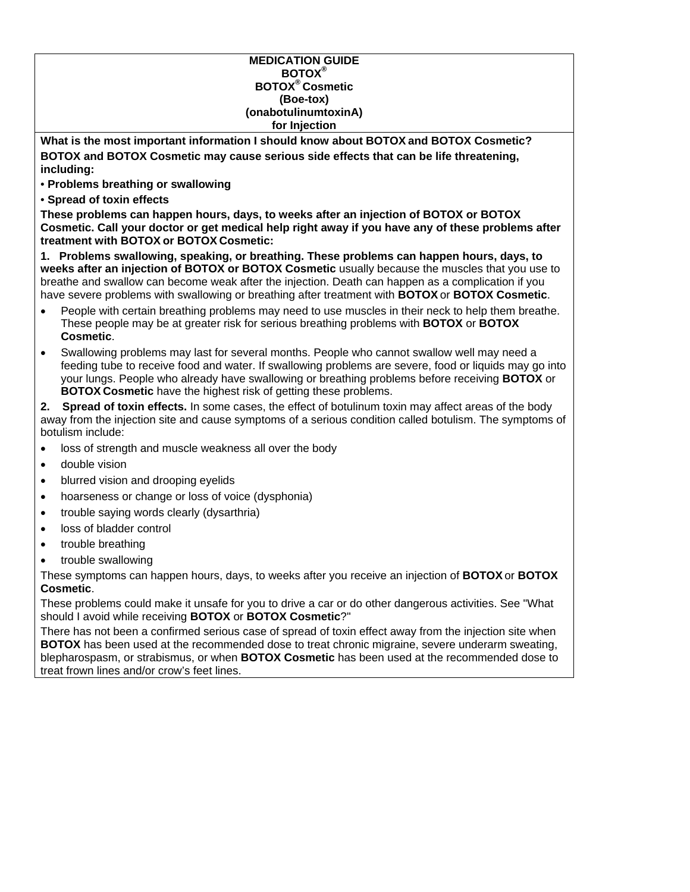# MEDICATION GUIDE
# BOTOX®
# BOTOX® Cosmetic
# (Boe-tox)
# (onabotulinumtoxinA)
# for Injection

**What is the most important information I should know about BOTOX and BOTOX Cosmetic?**

**BOTOX and BOTOX Cosmetic may cause serious side effects that can be life threatening, including:**

- **Problems breathing or swallowing**
- **Spread of toxin effects**

**These problems can happen hours, days, to weeks after an injection of BOTOX or BOTOX Cosmetic. Call your doctor or get medical help right away if you have any of these problems after treatment with BOTOX or BOTOX Cosmetic:**

**1. Problems swallowing, speaking, or breathing. These problems can happen hours, days, to weeks after an injection of BOTOX or BOTOX Cosmetic** usually because the muscles that you use to breathe and swallow can become weak after the injection. Death can happen as a complication if you have severe problems with swallowing or breathing after treatment with **BOTOX** or **BOTOX Cosmetic**.

- People with certain breathing problems may need to use muscles in their neck to help them breathe. These people may be at greater risk for serious breathing problems with **BOTOX** or **BOTOX Cosmetic**.
- Swallowing problems may last for several months. People who cannot swallow well may need a feeding tube to receive food and water. If swallowing problems are severe, food or liquids may go into your lungs. People who already have swallowing or breathing problems before receiving **BOTOX** or **BOTOX Cosmetic** have the highest risk of getting these problems.

**2. Spread of toxin effects.** In some cases, the effect of botulinum toxin may affect areas of the body away from the injection site and cause symptoms of a serious condition called botulism. The symptoms of botulism include:

- loss of strength and muscle weakness all over the body
- double vision
- blurred vision and drooping eyelids
- hoarseness or change or loss of voice (dysphonia)
- trouble saying words clearly (dysarthria)
- loss of bladder control
- trouble breathing
- trouble swallowing

These symptoms can happen hours, days, to weeks after you receive an injection of **BOTOX** or **BOTOX Cosmetic**.

These problems could make it unsafe for you to drive a car or do other dangerous activities. See "What should I avoid while receiving **BOTOX** or **BOTOX Cosmetic**?"

There has not been a confirmed serious case of spread of toxin effect away from the injection site when **BOTOX** has been used at the recommended dose to treat chronic migraine, severe underarm sweating, blepharospasm, or strabismus, or when **BOTOX Cosmetic** has been used at the recommended dose to treat frown lines and/or crow's feet lines.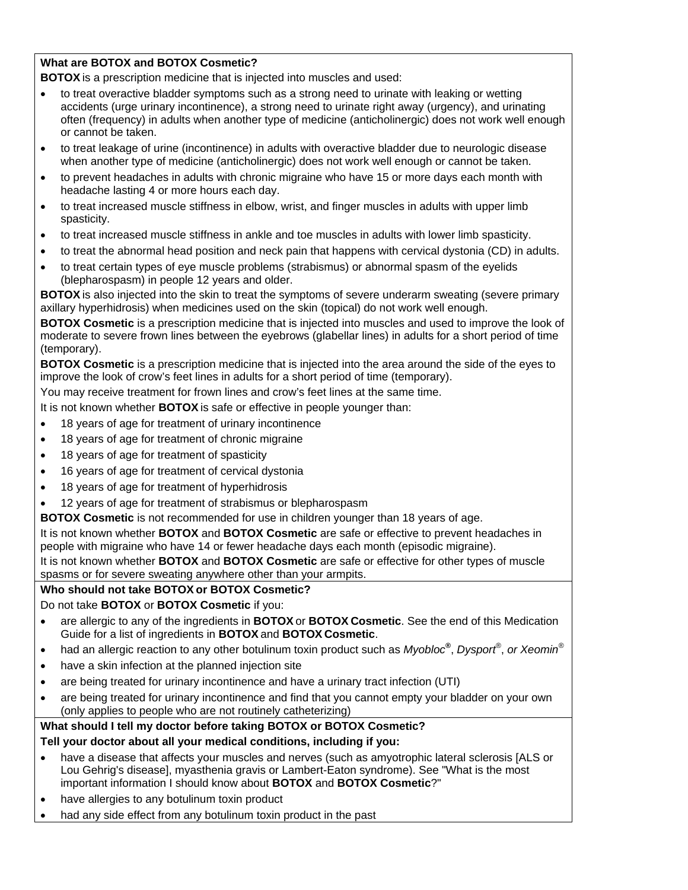**What are BOTOX and BOTOX Cosmetic?**

**BOTOX** is a prescription medicine that is injected into muscles and used:

- to treat overactive bladder symptoms such as a strong need to urinate with leaking or wetting accidents (urge urinary incontinence), a strong need to urinate right away (urgency), and urinating often (frequency) in adults when another type of medicine (anticholinergic) does not work well enough or cannot be taken.
- to treat leakage of urine (incontinence) in adults with overactive bladder due to neurologic disease when another type of medicine (anticholinergic) does not work well enough or cannot be taken.
- to prevent headaches in adults with chronic migraine who have 15 or more days each month with headache lasting 4 or more hours each day.
- to treat increased muscle stiffness in elbow, wrist, and finger muscles in adults with upper limb spasticity.
- to treat increased muscle stiffness in ankle and toe muscles in adults with lower limb spasticity.
- to treat the abnormal head position and neck pain that happens with cervical dystonia (CD) in adults.
- to treat certain types of eye muscle problems (strabismus) or abnormal spasm of the eyelids (blepharospasm) in people 12 years and older.

**BOTOX** is also injected into the skin to treat the symptoms of severe underarm sweating (severe primary axillary hyperhidrosis) when medicines used on the skin (topical) do not work well enough.

**BOTOX Cosmetic** is a prescription medicine that is injected into muscles and used to improve the look of moderate to severe frown lines between the eyebrows (glabellar lines) in adults for a short period of time (temporary).

**BOTOX Cosmetic** is a prescription medicine that is injected into the area around the side of the eyes to improve the look of crow's feet lines in adults for a short period of time (temporary).

You may receive treatment for frown lines and crow's feet lines at the same time.

It is not known whether **BOTOX** is safe or effective in people younger than:

- 18 years of age for treatment of urinary incontinence
- 18 years of age for treatment of chronic migraine
- 18 years of age for treatment of spasticity
- 16 years of age for treatment of cervical dystonia
- 18 years of age for treatment of hyperhidrosis
- 12 years of age for treatment of strabismus or blepharospasm

**BOTOX Cosmetic** is not recommended for use in children younger than 18 years of age.

It is not known whether **BOTOX** and **BOTOX Cosmetic** are safe or effective to prevent headaches in people with migraine who have 14 or fewer headache days each month (episodic migraine).

It is not known whether **BOTOX** and **BOTOX Cosmetic** are safe or effective for other types of muscle spasms or for severe sweating anywhere other than your armpits.

**Who should not take BOTOX or BOTOX Cosmetic?**

Do not take **BOTOX** or **BOTOX Cosmetic** if you:

- are allergic to any of the ingredients in **BOTOX** or **BOTOX Cosmetic**. See the end of this Medication Guide for a list of ingredients in **BOTOX** and **BOTOX Cosmetic**.
- had an allergic reaction to any other botulinum toxin product such as *Myobloc®*, *Dysport®*, *or Xeomin®*
- have a skin infection at the planned injection site
- are being treated for urinary incontinence and have a urinary tract infection (UTI)
- are being treated for urinary incontinence and find that you cannot empty your bladder on your own (only applies to people who are not routinely catheterizing)

**What should I tell my doctor before taking BOTOX or BOTOX Cosmetic?**

**Tell your doctor about all your medical conditions, including if you:**

- have a disease that affects your muscles and nerves (such as amyotrophic lateral sclerosis [ALS or Lou Gehrig's disease], myasthenia gravis or Lambert-Eaton syndrome). See "What is the most important information I should know about **BOTOX** and **BOTOX Cosmetic**?"
- have allergies to any botulinum toxin product
- had any side effect from any botulinum toxin product in the past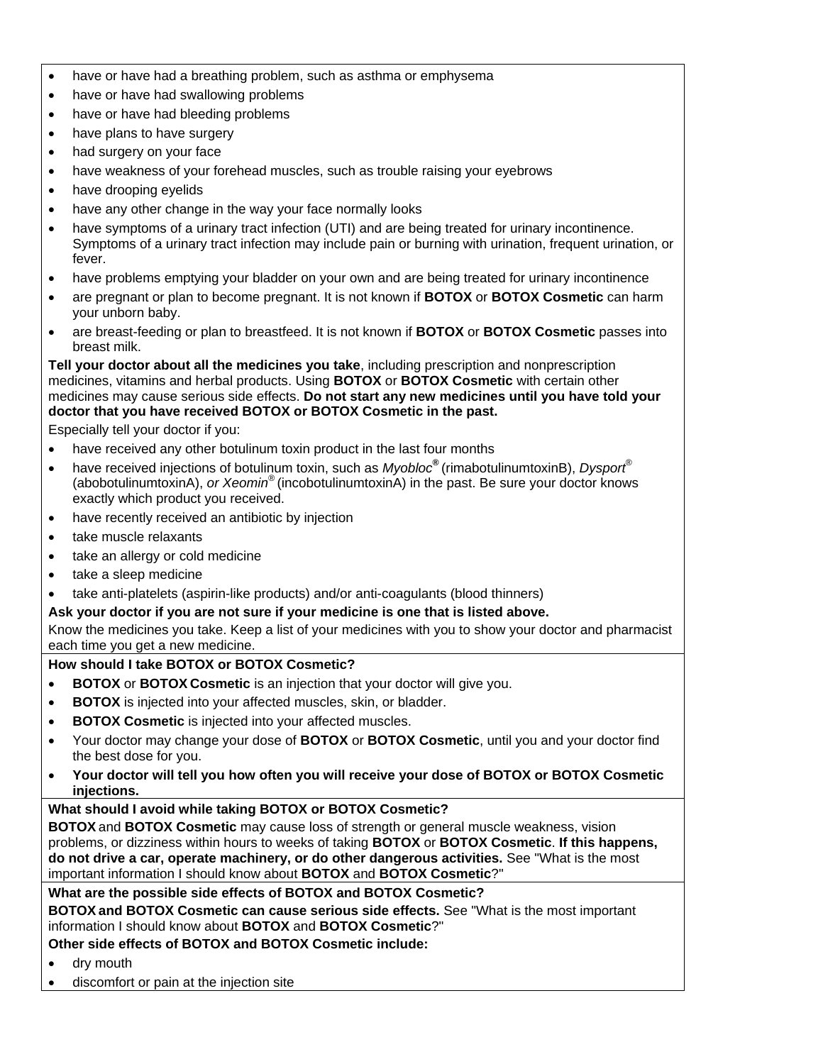- have or have had a breathing problem, such as asthma or emphysema
- have or have had swallowing problems
- have or have had bleeding problems
- have plans to have surgery
- had surgery on your face
- have weakness of your forehead muscles, such as trouble raising your eyebrows
- have drooping eyelids
- have any other change in the way your face normally looks
- have symptoms of a urinary tract infection (UTI) and are being treated for urinary incontinence. Symptoms of a urinary tract infection may include pain or burning with urination, frequent urination, or fever.
- have problems emptying your bladder on your own and are being treated for urinary incontinence
- are pregnant or plan to become pregnant. It is not known if **BOTOX** or **BOTOX Cosmetic** can harm your unborn baby.
- are breast-feeding or plan to breastfeed. It is not known if **BOTOX** or **BOTOX Cosmetic** passes into breast milk.

**Tell your doctor about all the medicines you take**, including prescription and nonprescription medicines, vitamins and herbal products. Using **BOTOX** or **BOTOX Cosmetic** with certain other medicines may cause serious side effects. **Do not start any new medicines until you have told your doctor that you have received BOTOX or BOTOX Cosmetic in the past.**

Especially tell your doctor if you:

- have received any other botulinum toxin product in the last four months
- have received injections of botulinum toxin, such as *Myobloc®* (rimabotulinumtoxinB), *Dysport®* (abobotulinumtoxinA), *or Xeomin®* (incobotulinumtoxinA) in the past. Be sure your doctor knows exactly which product you received.
- have recently received an antibiotic by injection
- take muscle relaxants
- take an allergy or cold medicine
- take a sleep medicine
- take anti-platelets (aspirin-like products) and/or anti-coagulants (blood thinners)

**Ask your doctor if you are not sure if your medicine is one that is listed above.**

Know the medicines you take. Keep a list of your medicines with you to show your doctor and pharmacist each time you get a new medicine.

**How should I take BOTOX or BOTOX Cosmetic?**

- **BOTOX** or **BOTOX Cosmetic** is an injection that your doctor will give you.
- **BOTOX** is injected into your affected muscles, skin, or bladder.
- **BOTOX Cosmetic** is injected into your affected muscles.
- Your doctor may change your dose of **BOTOX** or **BOTOX Cosmetic**, until you and your doctor find the best dose for you.
- **Your doctor will tell you how often you will receive your dose of BOTOX or BOTOX Cosmetic injections.**

**What should I avoid while taking BOTOX or BOTOX Cosmetic?**

**BOTOX** and **BOTOX Cosmetic** may cause loss of strength or general muscle weakness, vision problems, or dizziness within hours to weeks of taking **BOTOX** or **BOTOX Cosmetic**. **If this happens, do not drive a car, operate machinery, or do other dangerous activities.** See "What is the most important information I should know about **BOTOX** and **BOTOX Cosmetic**?"

**What are the possible side effects of BOTOX and BOTOX Cosmetic?**

**BOTOX and BOTOX Cosmetic can cause serious side effects.** See "What is the most important information I should know about **BOTOX** and **BOTOX Cosmetic**?"

**Other side effects of BOTOX and BOTOX Cosmetic include:**

- dry mouth
- discomfort or pain at the injection site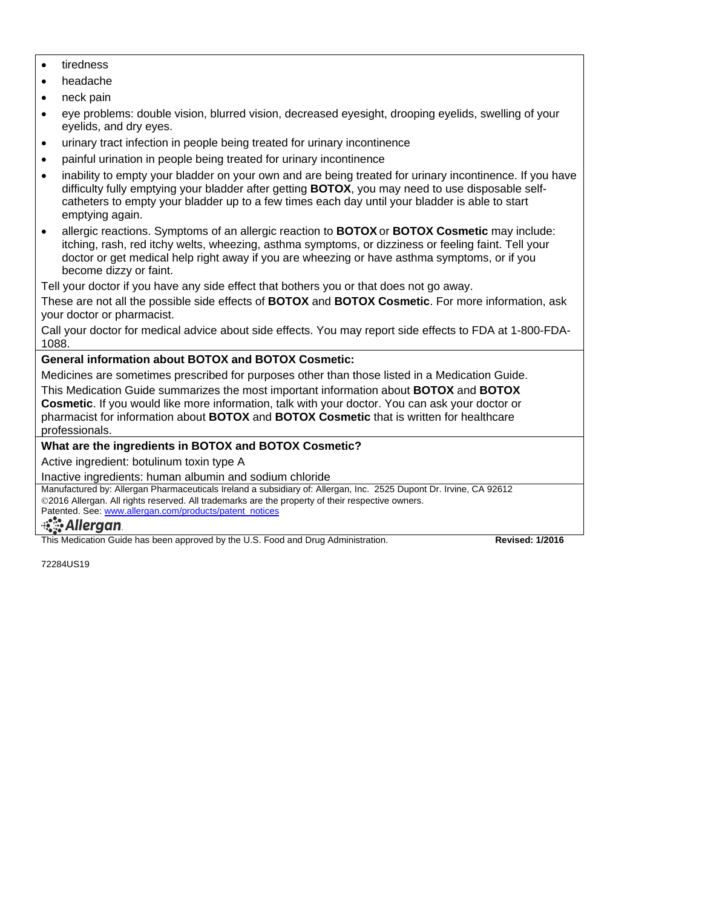- tiredness
- headache
- neck pain
- eye problems: double vision, blurred vision, decreased eyesight, drooping eyelids, swelling of your eyelids, and dry eyes.
- urinary tract infection in people being treated for urinary incontinence
- painful urination in people being treated for urinary incontinence
- inability to empty your bladder on your own and are being treated for urinary incontinence. If you have difficulty fully emptying your bladder after getting **BOTOX**, you may need to use disposable self-catheters to empty your bladder up to a few times each day until your bladder is able to start emptying again.
- allergic reactions. Symptoms of an allergic reaction to **BOTOX** or **BOTOX Cosmetic** may include: itching, rash, red itchy welts, wheezing, asthma symptoms, or dizziness or feeling faint. Tell your doctor or get medical help right away if you are wheezing or have asthma symptoms, or if you become dizzy or faint.

Tell your doctor if you have any side effect that bothers you or that does not go away.

These are not all the possible side effects of **BOTOX** and **BOTOX Cosmetic**. For more information, ask your doctor or pharmacist.

Call your doctor for medical advice about side effects. You may report side effects to FDA at 1-800-FDA-1088.

**General information about BOTOX and BOTOX Cosmetic:**

Medicines are sometimes prescribed for purposes other than those listed in a Medication Guide.

This Medication Guide summarizes the most important information about **BOTOX** and **BOTOX Cosmetic**. If you would like more information, talk with your doctor. You can ask your doctor or pharmacist for information about **BOTOX** and **BOTOX Cosmetic** that is written for healthcare professionals.

**What are the ingredients in BOTOX and BOTOX Cosmetic?**

Active ingredient: botulinum toxin type A

Inactive ingredients: human albumin and sodium chloride

Manufactured by: Allergan Pharmaceuticals Ireland a subsidiary of: Allergan, Inc. 2525 Dupont Dr. Irvine, CA 92612

©2016 Allergan. All rights reserved. All trademarks are the property of their respective owners.

Patented. See: www.allergan.com/products/patent_notices

Allergan

This Medication Guide has been approved by the U.S. Food and Drug Administration. **Revised: 1/2016**

72284US19